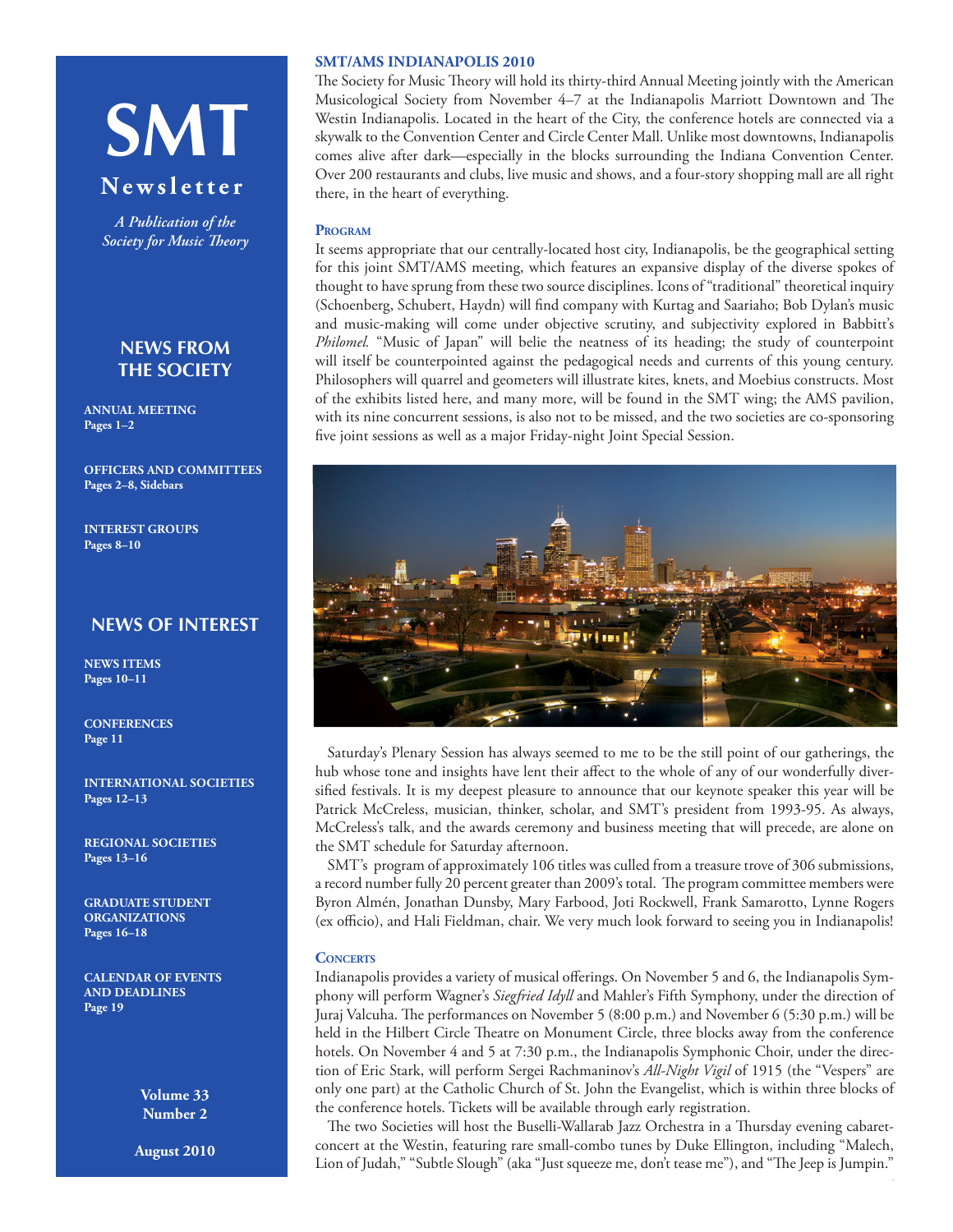# SMT Newsletter

*A Publication of the Society for Music Theory*

## NEWS FROM THE SOCIETY

**ANNUAL MEETING**
**Pages 1–2**

**OFFICERS AND COMMITTEES**
**Pages 2–8, Sidebars**

**INTEREST GROUPS**
**Pages 8–10**

## NEWS OF INTEREST

**NEWS ITEMS**
**Pages 10–11**

**CONFERENCES**
**Page 11**

**INTERNATIONAL SOCIETIES**
**Pages 12–13**

**REGIONAL SOCIETIES**
**Pages 13–16**

**GRADUATE STUDENT ORGANIZATIONS**
**Pages 16–18**

**CALENDAR OF EVENTS AND DEADLINES**
**Page 19**

**Volume 33**
**Number 2**

**August 2010**

## SMT/AMS INDIANAPOLIS 2010

The Society for Music Theory will hold its thirty-third Annual Meeting jointly with the American Musicological Society from November 4–7 at the Indianapolis Marriott Downtown and The Westin Indianapolis. Located in the heart of the City, the conference hotels are connected via a skywalk to the Convention Center and Circle Center Mall. Unlike most downtowns, Indianapolis comes alive after dark—especially in the blocks surrounding the Indiana Convention Center. Over 200 restaurants and clubs, live music and shows, and a four-story shopping mall are all right there, in the heart of everything.

### Program

It seems appropriate that our centrally-located host city, Indianapolis, be the geographical setting for this joint SMT/AMS meeting, which features an expansive display of the diverse spokes of thought to have sprung from these two source disciplines. Icons of "traditional" theoretical inquiry (Schoenberg, Schubert, Haydn) will find company with Kurtag and Saariaho; Bob Dylan's music and music-making will come under objective scrutiny, and subjectivity explored in Babbitt's *Philomel.* "Music of Japan" will belie the neatness of its heading; the study of counterpoint will itself be counterpointed against the pedagogical needs and currents of this young century. Philosophers will quarrel and geometers will illustrate kites, knets, and Moebius constructs. Most of the exhibits listed here, and many more, will be found in the SMT wing; the AMS pavilion, with its nine concurrent sessions, is also not to be missed, and the two societies are co-sponsoring five joint sessions as well as a major Friday-night Joint Special Session.

Saturday's Plenary Session has always seemed to me to be the still point of our gatherings, the hub whose tone and insights have lent their affect to the whole of any of our wonderfully diversified festivals. It is my deepest pleasure to announce that our keynote speaker this year will be Patrick McCreless, musician, thinker, scholar, and SMT's president from 1993-95. As always, McCreless's talk, and the awards ceremony and business meeting that will precede, are alone on the SMT schedule for Saturday afternoon.

SMT's program of approximately 106 titles was culled from a treasure trove of 306 submissions, a record number fully 20 percent greater than 2009's total. The program committee members were Byron Almén, Jonathan Dunsby, Mary Farbood, Joti Rockwell, Frank Samarotto, Lynne Rogers (ex officio), and Hali Fieldman, chair. We very much look forward to seeing you in Indianapolis!

### Concerts

Indianapolis provides a variety of musical offerings. On November 5 and 6, the Indianapolis Symphony will perform Wagner's *Siegfried Idyll* and Mahler's Fifth Symphony, under the direction of Juraj Valcuha. The performances on November 5 (8:00 p.m.) and November 6 (5:30 p.m.) will be held in the Hilbert Circle Theatre on Monument Circle, three blocks away from the conference hotels. On November 4 and 5 at 7:30 p.m., the Indianapolis Symphonic Choir, under the direction of Eric Stark, will perform Sergei Rachmaninov's *All-Night Vigil* of 1915 (the "Vespers" are only one part) at the Catholic Church of St. John the Evangelist, which is within three blocks of the conference hotels. Tickets will be available through early registration.

The two Societies will host the Buselli-Wallarab Jazz Orchestra in a Thursday evening cabaret-concert at the Westin, featuring rare small-combo tunes by Duke Ellington, including "Malech, Lion of Judah," "Subtle Slough" (aka "Just squeeze me, don't tease me"), and "The Jeep is Jumpin."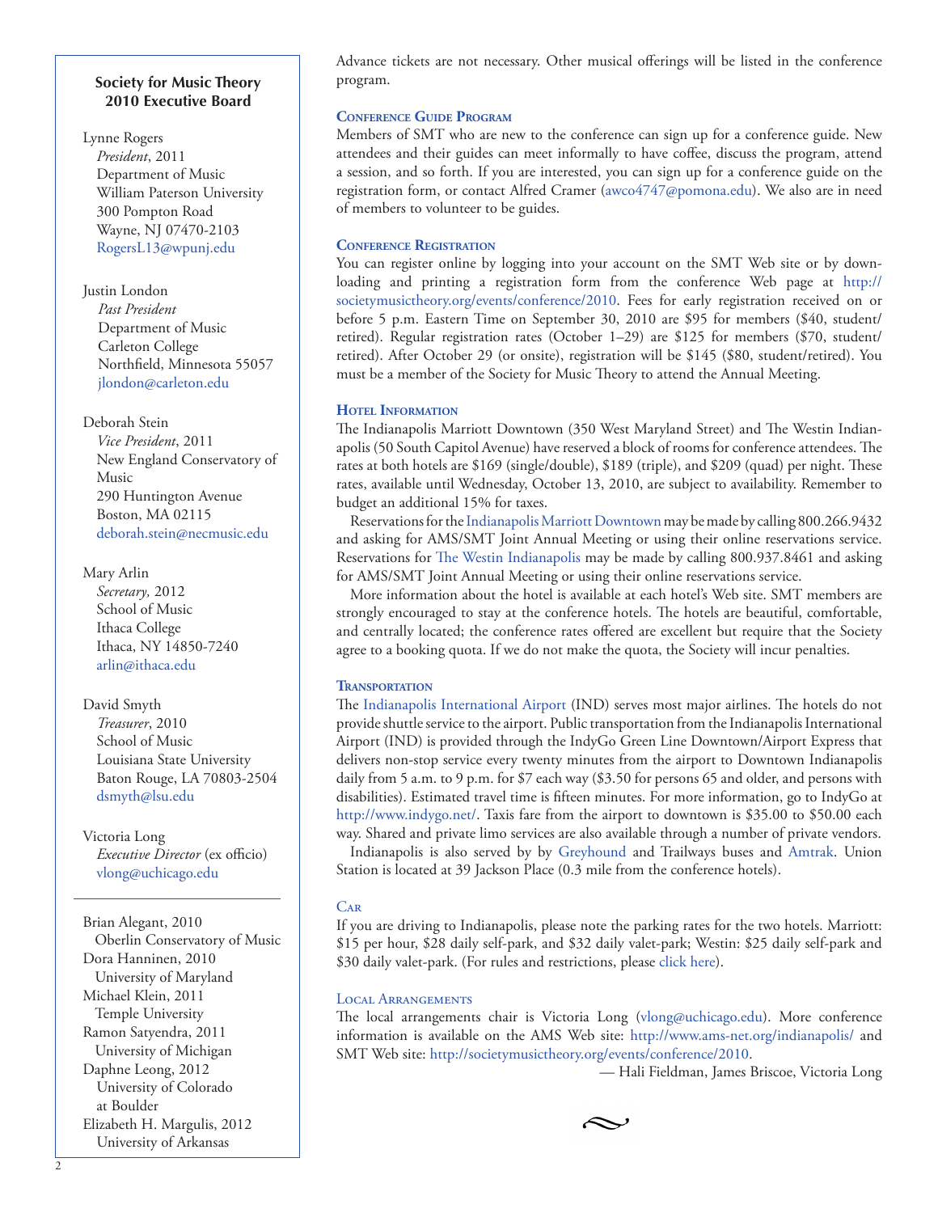## Society for Music Theory 2010 Executive Board

Lynne Rogers
*President*, 2011
Department of Music
William Paterson University
300 Pompton Road
Wayne, NJ 07470-2103
RogersL13@wpunj.edu

Justin London
*Past President*
Department of Music
Carleton College
Northfield, Minnesota 55057
jlondon@carleton.edu

Deborah Stein
*Vice President*, 2011
New England Conservatory of Music
290 Huntington Avenue
Boston, MA 02115
deborah.stein@necmusic.edu

Mary Arlin
*Secretary,* 2012
School of Music
Ithaca College
Ithaca, NY 14850-7240
arlin@ithaca.edu

David Smyth
*Treasurer*, 2010
School of Music
Louisiana State University
Baton Rouge, LA 70803-2504
dsmyth@lsu.edu

Victoria Long
*Executive Director* (ex officio)
vlong@uchicago.edu

---

Brian Alegant, 2010
Oberlin Conservatory of Music
Dora Hanninen, 2010
University of Maryland
Michael Klein, 2011
Temple University
Ramon Satyendra, 2011
University of Michigan
Daphne Leong, 2012
University of Colorado at Boulder
Elizabeth H. Margulis, 2012
University of Arkansas

---

Advance tickets are not necessary. Other musical offerings will be listed in the conference program.

### Conference Guide Program

Members of SMT who are new to the conference can sign up for a conference guide. New attendees and their guides can meet informally to have coffee, discuss the program, attend a session, and so forth. If you are interested, you can sign up for a conference guide on the registration form, or contact Alfred Cramer (awco4747@pomona.edu). We also are in need of members to volunteer to be guides.

### Conference Registration

You can register online by logging into your account on the SMT Web site or by downloading and printing a registration form from the conference Web page at http://societymusictheory.org/events/conference/2010. Fees for early registration received on or before 5 p.m. Eastern Time on September 30, 2010 are $95 for members ($40, student/retired). Regular registration rates (October 1–29) are $125 for members ($70, student/retired). After October 29 (or onsite), registration will be $145 ($80, student/retired). You must be a member of the Society for Music Theory to attend the Annual Meeting.

### Hotel Information

The Indianapolis Marriott Downtown (350 West Maryland Street) and The Westin Indianapolis (50 South Capitol Avenue) have reserved a block of rooms for conference attendees. The rates at both hotels are $169 (single/double), $189 (triple), and $209 (quad) per night. These rates, available until Wednesday, October 13, 2010, are subject to availability. Remember to budget an additional 15% for taxes.

Reservations for the Indianapolis Marriott Downtown may be made by calling 800.266.9432 and asking for AMS/SMT Joint Annual Meeting or using their online reservations service. Reservations for The Westin Indianapolis may be made by calling 800.937.8461 and asking for AMS/SMT Joint Annual Meeting or using their online reservations service.

More information about the hotel is available at each hotel's Web site. SMT members are strongly encouraged to stay at the conference hotels. The hotels are beautiful, comfortable, and centrally located; the conference rates offered are excellent but require that the Society agree to a booking quota. If we do not make the quota, the Society will incur penalties.

### Transportation

The Indianapolis International Airport (IND) serves most major airlines. The hotels do not provide shuttle service to the airport. Public transportation from the Indianapolis International Airport (IND) is provided through the IndyGo Green Line Downtown/Airport Express that delivers non-stop service every twenty minutes from the airport to Downtown Indianapolis daily from 5 a.m. to 9 p.m. for $7 each way ($3.50 for persons 65 and older, and persons with disabilities). Estimated travel time is fifteen minutes. For more information, go to IndyGo at http://www.indygo.net/. Taxis fare from the airport to downtown is $35.00 to $50.00 each way. Shared and private limo services are also available through a number of private vendors.

Indianapolis is also served by by Greyhound and Trailways buses and Amtrak. Union Station is located at 39 Jackson Place (0.3 mile from the conference hotels).

### Car

If you are driving to Indianapolis, please note the parking rates for the two hotels. Marriott: $15 per hour, $28 daily self-park, and $32 daily valet-park; Westin: $25 daily self-park and $30 daily valet-park. (For rules and restrictions, please click here).

### Local Arrangements

The local arrangements chair is Victoria Long (vlong@uchicago.edu). More conference information is available on the AMS Web site: http://www.ams-net.org/indianapolis/ and SMT Web site: http://societymusictheory.org/events/conference/2010.

— Hali Fieldman, James Briscoe, Victoria Long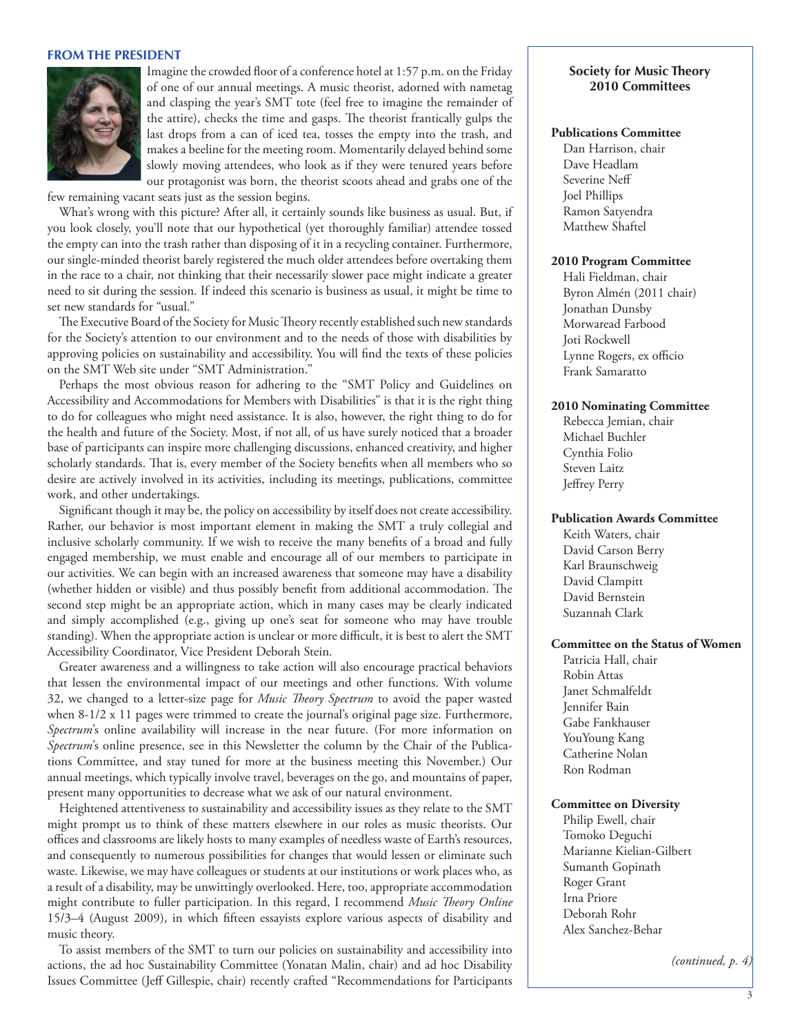## FROM THE PRESIDENT

Imagine the crowded floor of a conference hotel at 1:57 p.m. on the Friday of one of our annual meetings. A music theorist, adorned with nametag and clasping the year's SMT tote (feel free to imagine the remainder of the attire), checks the time and gasps. The theorist frantically gulps the last drops from a can of iced tea, tosses the empty into the trash, and makes a beeline for the meeting room. Momentarily delayed behind some slowly moving attendees, who look as if they were tenured years before our protagonist was born, the theorist scoots ahead and grabs one of the few remaining vacant seats just as the session begins.

What's wrong with this picture? After all, it certainly sounds like business as usual. But, if you look closely, you'll note that our hypothetical (yet thoroughly familiar) attendee tossed the empty can into the trash rather than disposing of it in a recycling container. Furthermore, our single-minded theorist barely registered the much older attendees before overtaking them in the race to a chair, not thinking that their necessarily slower pace might indicate a greater need to sit during the session. If indeed this scenario is business as usual, it might be time to set new standards for "usual."

The Executive Board of the Society for Music Theory recently established such new standards for the Society's attention to our environment and to the needs of those with disabilities by approving policies on sustainability and accessibility. You will find the texts of these policies on the SMT Web site under "SMT Administration."

Perhaps the most obvious reason for adhering to the "SMT Policy and Guidelines on Accessibility and Accommodations for Members with Disabilities" is that it is the right thing to do for colleagues who might need assistance. It is also, however, the right thing to do for the health and future of the Society. Most, if not all, of us have surely noticed that a broader base of participants can inspire more challenging discussions, enhanced creativity, and higher scholarly standards. That is, every member of the Society benefits when all members who so desire are actively involved in its activities, including its meetings, publications, committee work, and other undertakings.

Significant though it may be, the policy on accessibility by itself does not create accessibility. Rather, our behavior is most important element in making the SMT a truly collegial and inclusive scholarly community. If we wish to receive the many benefits of a broad and fully engaged membership, we must enable and encourage all of our members to participate in our activities. We can begin with an increased awareness that someone may have a disability (whether hidden or visible) and thus possibly benefit from additional accommodation. The second step might be an appropriate action, which in many cases may be clearly indicated and simply accomplished (e.g., giving up one's seat for someone who may have trouble standing). When the appropriate action is unclear or more difficult, it is best to alert the SMT Accessibility Coordinator, Vice President Deborah Stein.

Greater awareness and a willingness to take action will also encourage practical behaviors that lessen the environmental impact of our meetings and other functions. With volume 32, we changed to a letter-size page for *Music Theory Spectrum* to avoid the paper wasted when 8-1/2 x 11 pages were trimmed to create the journal's original page size. Furthermore, *Spectrum*'s online availability will increase in the near future. (For more information on *Spectrum*'s online presence, see in this Newsletter the column by the Chair of the Publications Committee, and stay tuned for more at the business meeting this November.) Our annual meetings, which typically involve travel, beverages on the go, and mountains of paper, present many opportunities to decrease what we ask of our natural environment.

Heightened attentiveness to sustainability and accessibility issues as they relate to the SMT might prompt us to think of these matters elsewhere in our roles as music theorists. Our offices and classrooms are likely hosts to many examples of needless waste of Earth's resources, and consequently to numerous possibilities for changes that would lessen or eliminate such waste. Likewise, we may have colleagues or students at our institutions or work places who, as a result of a disability, may be unwittingly overlooked. Here, too, appropriate accommodation might contribute to fuller participation. In this regard, I recommend *Music Theory Online* 15/3–4 (August 2009), in which fifteen essayists explore various aspects of disability and music theory.

To assist members of the SMT to turn our policies on sustainability and accessibility into actions, the ad hoc Sustainability Committee (Yonatan Malin, chair) and ad hoc Disability Issues Committee (Jeff Gillespie, chair) recently crafted "Recommendations for Participants

---

### Society for Music Theory 2010 Committees

**Publications Committee**
Dan Harrison, chair
Dave Headlam
Severine Neff
Joel Phillips
Ramon Satyendra
Matthew Shaftel

**2010 Program Committee**
Hali Fieldman, chair
Byron Almén (2011 chair)
Jonathan Dunsby
Morwaread Farbood
Joti Rockwell
Lynne Rogers, ex officio
Frank Samaratto

**2010 Nominating Committee**
Rebecca Jemian, chair
Michael Buchler
Cynthia Folio
Steven Laitz
Jeffrey Perry

**Publication Awards Committee**
Keith Waters, chair
David Carson Berry
Karl Braunschweig
David Clampitt
David Bernstein
Suzannah Clark

**Committee on the Status of Women**
Patricia Hall, chair
Robin Attas
Janet Schmalfeldt
Jennifer Bain
Gabe Fankhauser
YouYoung Kang
Catherine Nolan
Ron Rodman

**Committee on Diversity**
Philip Ewell, chair
Tomoko Deguchi
Marianne Kielian-Gilbert
Sumanth Gopinath
Roger Grant
Irna Priore
Deborah Rohr
Alex Sanchez-Behar

*(continued, p. 4)*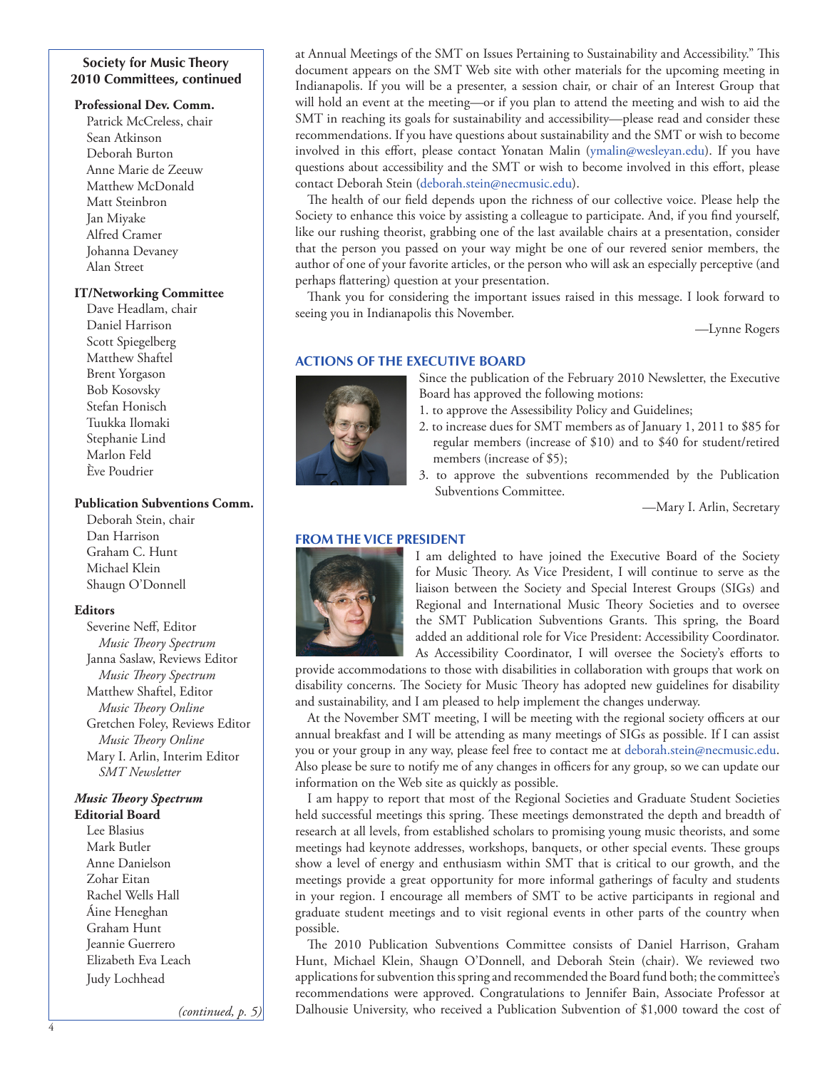## Society for Music Theory 2010 Committees, continued

**Professional Dev. Comm.**
Patrick McCreless, chair
Sean Atkinson
Deborah Burton
Anne Marie de Zeeuw
Matthew McDonald
Matt Steinbron
Jan Miyake
Alfred Cramer
Johanna Devaney
Alan Street

**IT/Networking Committee**
Dave Headlam, chair
Daniel Harrison
Scott Spiegelberg
Matthew Shaftel
Brent Yorgason
Bob Kosovsky
Stefan Honisch
Tuukka Ilomaki
Stephanie Lind
Marlon Feld
Ève Poudrier

**Publication Subventions Comm.**
Deborah Stein, chair
Dan Harrison
Graham C. Hunt
Michael Klein
Shaugn O'Donnell

**Editors**
Severine Neff, Editor
*Music Theory Spectrum*
Janna Saslaw, Reviews Editor
*Music Theory Spectrum*
Matthew Shaftel, Editor
*Music Theory Online*
Gretchen Foley, Reviews Editor
*Music Theory Online*
Mary I. Arlin, Interim Editor
*SMT Newsletter*

***Music Theory Spectrum* Editorial Board**
Lee Blasius
Mark Butler
Anne Danielson
Zohar Eitan
Rachel Wells Hall
Áine Heneghan
Graham Hunt
Jeannie Guerrero
Elizabeth Eva Leach
Judy Lochhead

*(continued, p. 5)*

at Annual Meetings of the SMT on Issues Pertaining to Sustainability and Accessibility." This document appears on the SMT Web site with other materials for the upcoming meeting in Indianapolis. If you will be a presenter, a session chair, or chair of an Interest Group that will hold an event at the meeting—or if you plan to attend the meeting and wish to aid the SMT in reaching its goals for sustainability and accessibility—please read and consider these recommendations. If you have questions about sustainability and the SMT or wish to become involved in this effort, please contact Yonatan Malin (ymalin@wesleyan.edu). If you have questions about accessibility and the SMT or wish to become involved in this effort, please contact Deborah Stein (deborah.stein@necmusic.edu).

The health of our field depends upon the richness of our collective voice. Please help the Society to enhance this voice by assisting a colleague to participate. And, if you find yourself, like our rushing theorist, grabbing one of the last available chairs at a presentation, consider that the person you passed on your way might be one of our revered senior members, the author of one of your favorite articles, or the person who will ask an especially perceptive (and perhaps flattering) question at your presentation.

Thank you for considering the important issues raised in this message. I look forward to seeing you in Indianapolis this November.

—Lynne Rogers

## ACTIONS OF THE EXECUTIVE BOARD

Since the publication of the February 2010 Newsletter, the Executive Board has approved the following motions:

1. to approve the Assessibility Policy and Guidelines;
2. to increase dues for SMT members as of January 1, 2011 to $85 for regular members (increase of $10) and to $40 for student/retired members (increase of $5);
3. to approve the subventions recommended by the Publication Subventions Committee.

—Mary I. Arlin, Secretary

## FROM THE VICE PRESIDENT

I am delighted to have joined the Executive Board of the Society for Music Theory. As Vice President, I will continue to serve as the liaison between the Society and Special Interest Groups (SIGs) and Regional and International Music Theory Societies and to oversee the SMT Publication Subventions Grants. This spring, the Board added an additional role for Vice President: Accessibility Coordinator. As Accessibility Coordinator, I will oversee the Society's efforts to provide accommodations to those with disabilities in collaboration with groups that work on disability concerns. The Society for Music Theory has adopted new guidelines for disability and sustainability, and I am pleased to help implement the changes underway.

At the November SMT meeting, I will be meeting with the regional society officers at our annual breakfast and I will be attending as many meetings of SIGs as possible. If I can assist you or your group in any way, please feel free to contact me at deborah.stein@necmusic.edu. Also please be sure to notify me of any changes in officers for any group, so we can update our information on the Web site as quickly as possible.

I am happy to report that most of the Regional Societies and Graduate Student Societies held successful meetings this spring. These meetings demonstrated the depth and breadth of research at all levels, from established scholars to promising young music theorists, and some meetings had keynote addresses, workshops, banquets, or other special events. These groups show a level of energy and enthusiasm within SMT that is critical to our growth, and the meetings provide a great opportunity for more informal gatherings of faculty and students in your region. I encourage all members of SMT to be active participants in regional and graduate student meetings and to visit regional events in other parts of the country when possible.

The 2010 Publication Subventions Committee consists of Daniel Harrison, Graham Hunt, Michael Klein, Shaugn O'Donnell, and Deborah Stein (chair). We reviewed two applications for subvention this spring and recommended the Board fund both; the committee's recommendations were approved. Congratulations to Jennifer Bain, Associate Professor at Dalhousie University, who received a Publication Subvention of $1,000 toward the cost of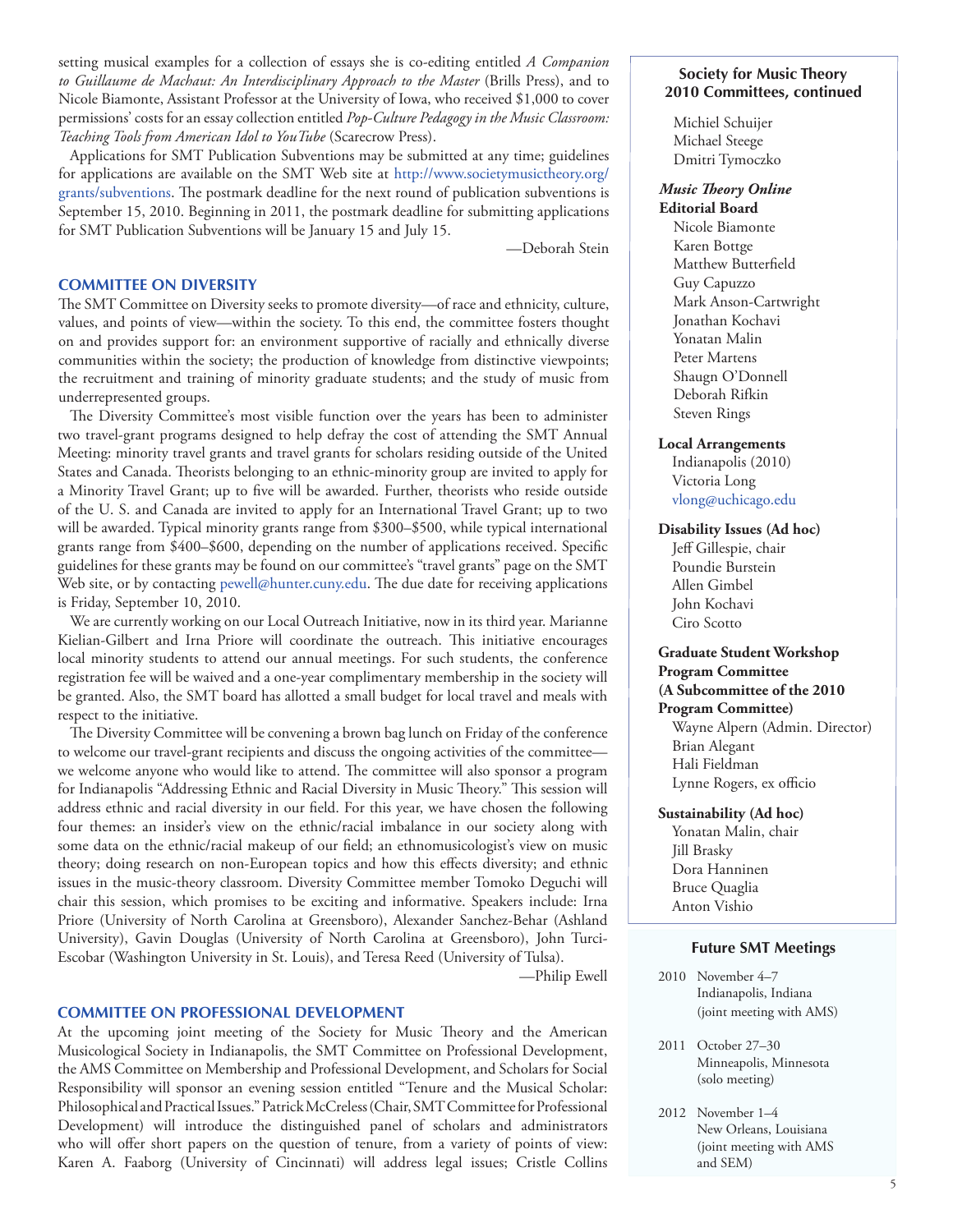setting musical examples for a collection of essays she is co-editing entitled *A Companion to Guillaume de Machaut: An Interdisciplinary Approach to the Master* (Brills Press), and to Nicole Biamonte, Assistant Professor at the University of Iowa, who received $1,000 to cover permissions' costs for an essay collection entitled *Pop-Culture Pedagogy in the Music Classroom: Teaching Tools from American Idol to YouTube* (Scarecrow Press).

Applications for SMT Publication Subventions may be submitted at any time; guidelines for applications are available on the SMT Web site at http://www.societymusictheory.org/grants/subventions. The postmark deadline for the next round of publication subventions is September 15, 2010. Beginning in 2011, the postmark deadline for submitting applications for SMT Publication Subventions will be January 15 and July 15.

—Deborah Stein

## COMMITTEE ON DIVERSITY

The SMT Committee on Diversity seeks to promote diversity—of race and ethnicity, culture, values, and points of view—within the society. To this end, the committee fosters thought on and provides support for: an environment supportive of racially and ethnically diverse communities within the society; the production of knowledge from distinctive viewpoints; the recruitment and training of minority graduate students; and the study of music from underrepresented groups.

The Diversity Committee's most visible function over the years has been to administer two travel-grant programs designed to help defray the cost of attending the SMT Annual Meeting: minority travel grants and travel grants for scholars residing outside of the United States and Canada. Theorists belonging to an ethnic-minority group are invited to apply for a Minority Travel Grant; up to five will be awarded. Further, theorists who reside outside of the U. S. and Canada are invited to apply for an International Travel Grant; up to two will be awarded. Typical minority grants range from $300–$500, while typical international grants range from $400–$600, depending on the number of applications received. Specific guidelines for these grants may be found on our committee's "travel grants" page on the SMT Web site, or by contacting pewell@hunter.cuny.edu. The due date for receiving applications is Friday, September 10, 2010.

We are currently working on our Local Outreach Initiative, now in its third year. Marianne Kielian-Gilbert and Irna Priore will coordinate the outreach. This initiative encourages local minority students to attend our annual meetings. For such students, the conference registration fee will be waived and a one-year complimentary membership in the society will be granted. Also, the SMT board has allotted a small budget for local travel and meals with respect to the initiative.

The Diversity Committee will be convening a brown bag lunch on Friday of the conference to welcome our travel-grant recipients and discuss the ongoing activities of the committee—we welcome anyone who would like to attend. The committee will also sponsor a program for Indianapolis "Addressing Ethnic and Racial Diversity in Music Theory." This session will address ethnic and racial diversity in our field. For this year, we have chosen the following four themes: an insider's view on the ethnic/racial imbalance in our society along with some data on the ethnic/racial makeup of our field; an ethnomusicologist's view on music theory; doing research on non-European topics and how this effects diversity; and ethnic issues in the music-theory classroom. Diversity Committee member Tomoko Deguchi will chair this session, which promises to be exciting and informative. Speakers include: Irna Priore (University of North Carolina at Greensboro), Alexander Sanchez-Behar (Ashland University), Gavin Douglas (University of North Carolina at Greensboro), John Turci-Escobar (Washington University in St. Louis), and Teresa Reed (University of Tulsa).

—Philip Ewell

## COMMITTEE ON PROFESSIONAL DEVELOPMENT

At the upcoming joint meeting of the Society for Music Theory and the American Musicological Society in Indianapolis, the SMT Committee on Professional Development, the AMS Committee on Membership and Professional Development, and Scholars for Social Responsibility will sponsor an evening session entitled "Tenure and the Musical Scholar: Philosophical and Practical Issues." Patrick McCreless (Chair, SMT Committee for Professional Development) will introduce the distinguished panel of scholars and administrators who will offer short papers on the question of tenure, from a variety of points of view: Karen A. Faaborg (University of Cincinnati) will address legal issues; Cristle Collins

### Society for Music Theory 2010 Committees, continued

Michiel Schuijer
Michael Steege
Dmitri Tymoczko

***Music Theory Online* Editorial Board**
Nicole Biamonte
Karen Bottge
Matthew Butterfield
Guy Capuzzo
Mark Anson-Cartwright
Jonathan Kochavi
Yonatan Malin
Peter Martens
Shaugn O'Donnell
Deborah Rifkin
Steven Rings

**Local Arrangements**
Indianapolis (2010)
Victoria Long
vlong@uchicago.edu

**Disability Issues (Ad hoc)**
Jeff Gillespie, chair
Poundie Burstein
Allen Gimbel
John Kochavi
Ciro Scotto

**Graduate Student Workshop Program Committee (A Subcommittee of the 2010 Program Committee)**
Wayne Alpern (Admin. Director)
Brian Alegant
Hali Fieldman
Lynne Rogers, ex officio

**Sustainability (Ad hoc)**
Yonatan Malin, chair
Jill Brasky
Dora Hanninen
Bruce Quaglia
Anton Vishio

### Future SMT Meetings

2010 November 4–7
Indianapolis, Indiana
(joint meeting with AMS)

2011 October 27–30
Minneapolis, Minnesota
(solo meeting)

2012 November 1–4
New Orleans, Louisiana
(joint meeting with AMS and SEM)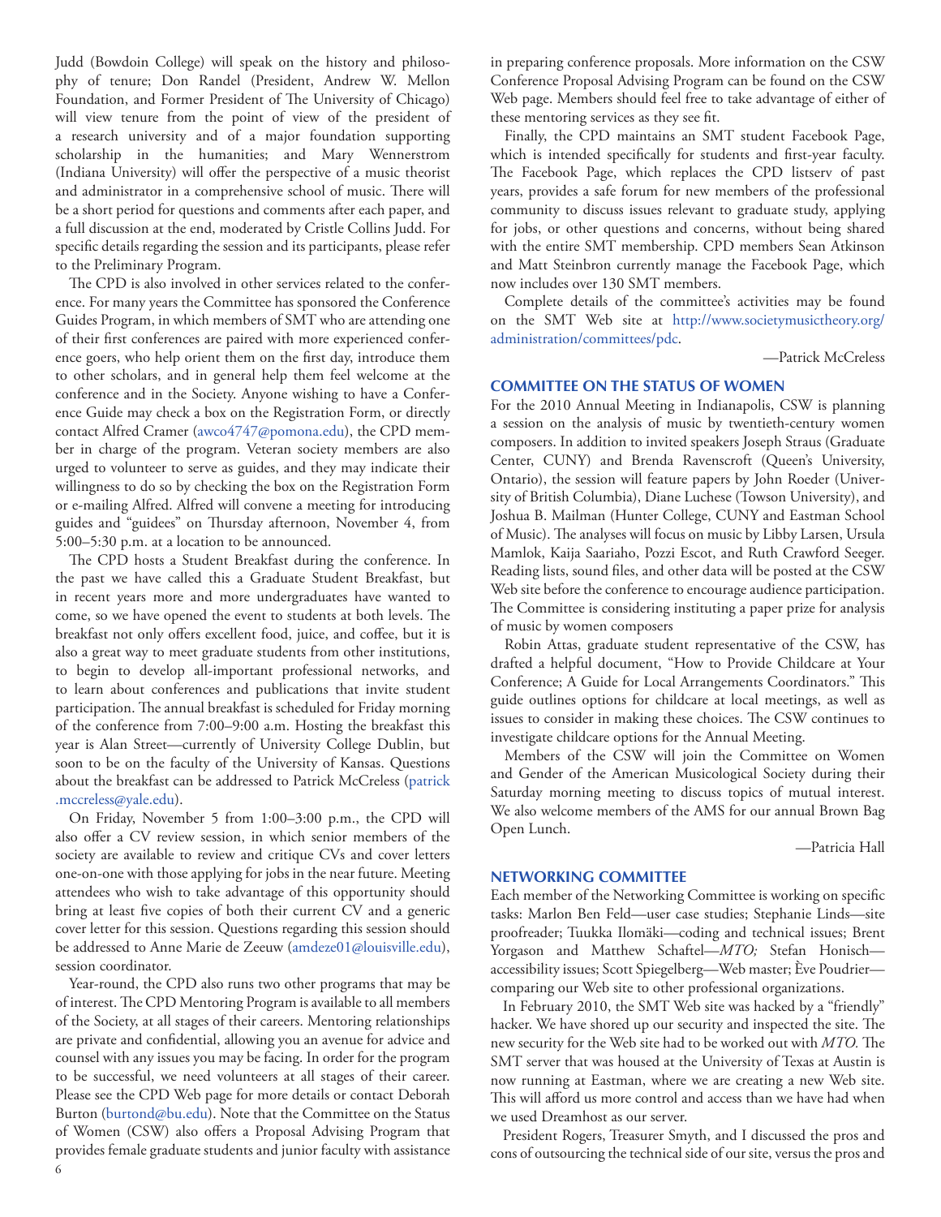Judd (Bowdoin College) will speak on the history and philosophy of tenure; Don Randel (President, Andrew W. Mellon Foundation, and Former President of The University of Chicago) will view tenure from the point of view of the president of a research university and of a major foundation supporting scholarship in the humanities; and Mary Wennerstrom (Indiana University) will offer the perspective of a music theorist and administrator in a comprehensive school of music. There will be a short period for questions and comments after each paper, and a full discussion at the end, moderated by Cristle Collins Judd. For specific details regarding the session and its participants, please refer to the Preliminary Program.

The CPD is also involved in other services related to the conference. For many years the Committee has sponsored the Conference Guides Program, in which members of SMT who are attending one of their first conferences are paired with more experienced conference goers, who help orient them on the first day, introduce them to other scholars, and in general help them feel welcome at the conference and in the Society. Anyone wishing to have a Conference Guide may check a box on the Registration Form, or directly contact Alfred Cramer (awco4747@pomona.edu), the CPD member in charge of the program. Veteran society members are also urged to volunteer to serve as guides, and they may indicate their willingness to do so by checking the box on the Registration Form or e-mailing Alfred. Alfred will convene a meeting for introducing guides and "guidees" on Thursday afternoon, November 4, from 5:00–5:30 p.m. at a location to be announced.

The CPD hosts a Student Breakfast during the conference. In the past we have called this a Graduate Student Breakfast, but in recent years more and more undergraduates have wanted to come, so we have opened the event to students at both levels. The breakfast not only offers excellent food, juice, and coffee, but it is also a great way to meet graduate students from other institutions, to begin to develop all-important professional networks, and to learn about conferences and publications that invite student participation. The annual breakfast is scheduled for Friday morning of the conference from 7:00–9:00 a.m. Hosting the breakfast this year is Alan Street—currently of University College Dublin, but soon to be on the faculty of the University of Kansas. Questions about the breakfast can be addressed to Patrick McCreless (patrick.mccreless@yale.edu).

On Friday, November 5 from 1:00–3:00 p.m., the CPD will also offer a CV review session, in which senior members of the society are available to review and critique CVs and cover letters one-on-one with those applying for jobs in the near future. Meeting attendees who wish to take advantage of this opportunity should bring at least five copies of both their current CV and a generic cover letter for this session. Questions regarding this session should be addressed to Anne Marie de Zeeuw (amdeze01@louisville.edu), session coordinator.

Year-round, the CPD also runs two other programs that may be of interest. The CPD Mentoring Program is available to all members of the Society, at all stages of their careers. Mentoring relationships are private and confidential, allowing you an avenue for advice and counsel with any issues you may be facing. In order for the program to be successful, we need volunteers at all stages of their career. Please see the CPD Web page for more details or contact Deborah Burton (burtond@bu.edu). Note that the Committee on the Status of Women (CSW) also offers a Proposal Advising Program that provides female graduate students and junior faculty with assistance in preparing conference proposals. More information on the CSW Conference Proposal Advising Program can be found on the CSW Web page. Members should feel free to take advantage of either of these mentoring services as they see fit.

Finally, the CPD maintains an SMT student Facebook Page, which is intended specifically for students and first-year faculty. The Facebook Page, which replaces the CPD listserv of past years, provides a safe forum for new members of the professional community to discuss issues relevant to graduate study, applying for jobs, or other questions and concerns, without being shared with the entire SMT membership. CPD members Sean Atkinson and Matt Steinbron currently manage the Facebook Page, which now includes over 130 SMT members.

Complete details of the committee's activities may be found on the SMT Web site at http://www.societymusictheory.org/administration/committees/pdc.

—Patrick McCreless

## COMMITTEE ON THE STATUS OF WOMEN

For the 2010 Annual Meeting in Indianapolis, CSW is planning a session on the analysis of music by twentieth-century women composers. In addition to invited speakers Joseph Straus (Graduate Center, CUNY) and Brenda Ravenscroft (Queen's University, Ontario), the session will feature papers by John Roeder (University of British Columbia), Diane Luchese (Towson University), and Joshua B. Mailman (Hunter College, CUNY and Eastman School of Music). The analyses will focus on music by Libby Larsen, Ursula Mamlok, Kaija Saariaho, Pozzi Escot, and Ruth Crawford Seeger. Reading lists, sound files, and other data will be posted at the CSW Web site before the conference to encourage audience participation. The Committee is considering instituting a paper prize for analysis of music by women composers

Robin Attas, graduate student representative of the CSW, has drafted a helpful document, "How to Provide Childcare at Your Conference; A Guide for Local Arrangements Coordinators." This guide outlines options for childcare at local meetings, as well as issues to consider in making these choices. The CSW continues to investigate childcare options for the Annual Meeting.

Members of the CSW will join the Committee on Women and Gender of the American Musicological Society during their Saturday morning meeting to discuss topics of mutual interest. We also welcome members of the AMS for our annual Brown Bag Open Lunch.

—Patricia Hall

## NETWORKING COMMITTEE

Each member of the Networking Committee is working on specific tasks: Marlon Ben Feld—user case studies; Stephanie Linds—site proofreader; Tuukka Ilomäki—coding and technical issues; Brent Yorgason and Matthew Schaftel—*MTO;* Stefan Honisch—accessibility issues; Scott Spiegelberg—Web master; Ève Poudrier—comparing our Web site to other professional organizations.

In February 2010, the SMT Web site was hacked by a "friendly" hacker. We have shored up our security and inspected the site. The new security for the Web site had to be worked out with *MTO.* The SMT server that was housed at the University of Texas at Austin is now running at Eastman, where we are creating a new Web site. This will afford us more control and access than we have had when we used Dreamhost as our server.

President Rogers, Treasurer Smyth, and I discussed the pros and cons of outsourcing the technical side of our site, versus the pros and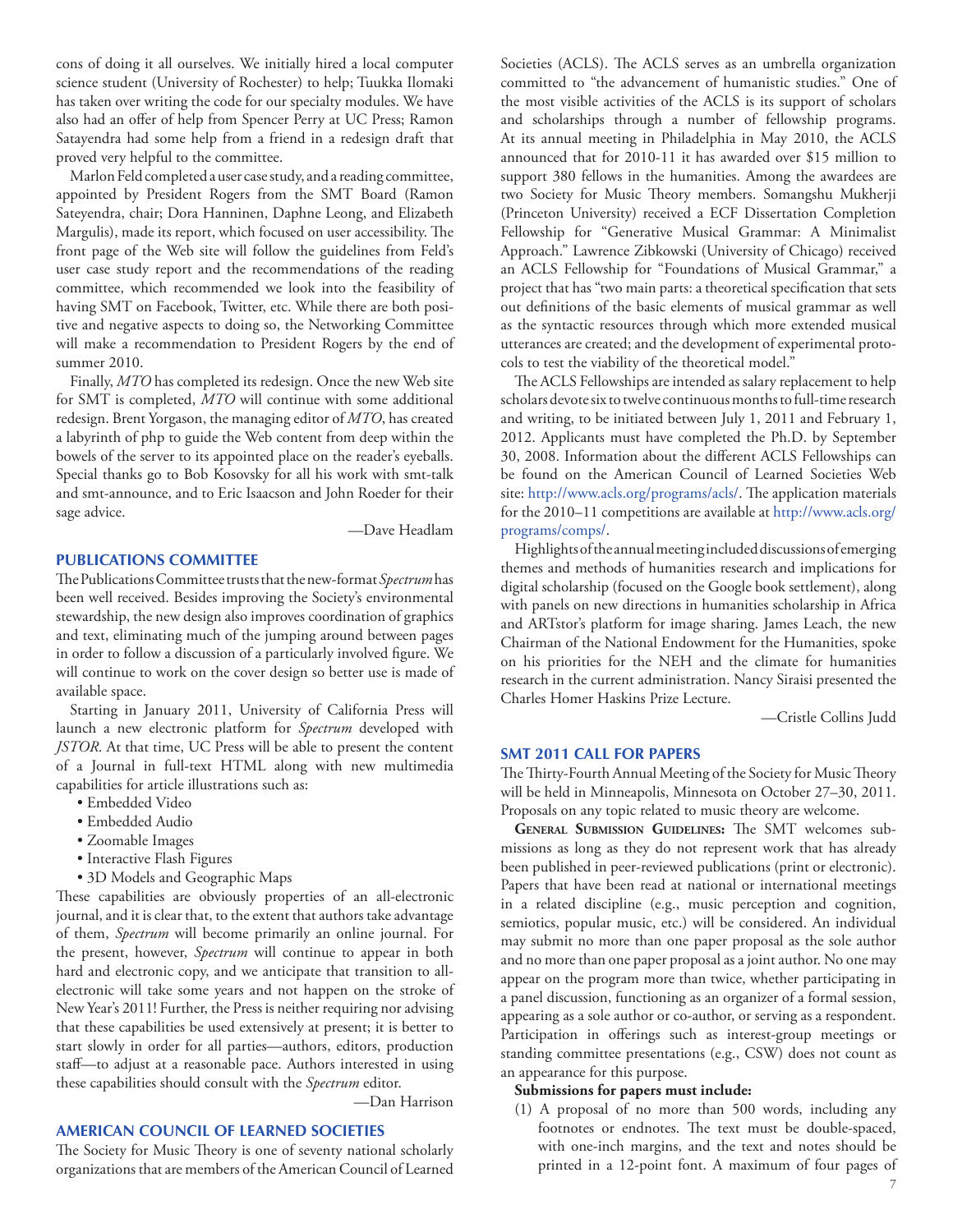cons of doing it all ourselves. We initially hired a local computer science student (University of Rochester) to help; Tuukka Ilomaki has taken over writing the code for our specialty modules. We have also had an offer of help from Spencer Perry at UC Press; Ramon Satayendra had some help from a friend in a redesign draft that proved very helpful to the committee.

Marlon Feld completed a user case study, and a reading committee, appointed by President Rogers from the SMT Board (Ramon Sateyendra, chair; Dora Hanninen, Daphne Leong, and Elizabeth Margulis), made its report, which focused on user accessibility. The front page of the Web site will follow the guidelines from Feld's user case study report and the recommendations of the reading committee, which recommended we look into the feasibility of having SMT on Facebook, Twitter, etc. While there are both positive and negative aspects to doing so, the Networking Committee will make a recommendation to President Rogers by the end of summer 2010.

Finally, *MTO* has completed its redesign. Once the new Web site for SMT is completed, *MTO* will continue with some additional redesign. Brent Yorgason, the managing editor of *MTO*, has created a labyrinth of php to guide the Web content from deep within the bowels of the server to its appointed place on the reader's eyeballs. Special thanks go to Bob Kosovsky for all his work with smt-talk and smt-announce, and to Eric Isaacson and John Roeder for their sage advice.

—Dave Headlam

## PUBLICATIONS COMMITTEE

The Publications Committee trusts that the new-format *Spectrum* has been well received. Besides improving the Society's environmental stewardship, the new design also improves coordination of graphics and text, eliminating much of the jumping around between pages in order to follow a discussion of a particularly involved figure. We will continue to work on the cover design so better use is made of available space.

Starting in January 2011, University of California Press will launch a new electronic platform for *Spectrum* developed with *JSTOR*. At that time, UC Press will be able to present the content of a Journal in full-text HTML along with new multimedia capabilities for article illustrations such as:

- Embedded Video
- Embedded Audio
- Zoomable Images
- Interactive Flash Figures
- 3D Models and Geographic Maps

These capabilities are obviously properties of an all-electronic journal, and it is clear that, to the extent that authors take advantage of them, *Spectrum* will become primarily an online journal. For the present, however, *Spectrum* will continue to appear in both hard and electronic copy, and we anticipate that transition to all-electronic will take some years and not happen on the stroke of New Year's 2011! Further, the Press is neither requiring nor advising that these capabilities be used extensively at present; it is better to start slowly in order for all parties—authors, editors, production staff—to adjust at a reasonable pace. Authors interested in using these capabilities should consult with the *Spectrum* editor.

—Dan Harrison

## AMERICAN COUNCIL OF LEARNED SOCIETIES

The Society for Music Theory is one of seventy national scholarly organizations that are members of the American Council of Learned Societies (ACLS). The ACLS serves as an umbrella organization committed to "the advancement of humanistic studies." One of the most visible activities of the ACLS is its support of scholars and scholarships through a number of fellowship programs. At its annual meeting in Philadelphia in May 2010, the ACLS announced that for 2010-11 it has awarded over $15 million to support 380 fellows in the humanities. Among the awardees are two Society for Music Theory members. Somangshu Mukherji (Princeton University) received a ECF Dissertation Completion Fellowship for "Generative Musical Grammar: A Minimalist Approach." Lawrence Zibkowski (University of Chicago) received an ACLS Fellowship for "Foundations of Musical Grammar," a project that has "two main parts: a theoretical specification that sets out definitions of the basic elements of musical grammar as well as the syntactic resources through which more extended musical utterances are created; and the development of experimental protocols to test the viability of the theoretical model."

The ACLS Fellowships are intended as salary replacement to help scholars devote six to twelve continuous months to full-time research and writing, to be initiated between July 1, 2011 and February 1, 2012. Applicants must have completed the Ph.D. by September 30, 2008. Information about the different ACLS Fellowships can be found on the American Council of Learned Societies Web site: http://www.acls.org/programs/acls/. The application materials for the 2010–11 competitions are available at http://www.acls.org/programs/comps/.

Highlights of the annual meeting included discussions of emerging themes and methods of humanities research and implications for digital scholarship (focused on the Google book settlement), along with panels on new directions in humanities scholarship in Africa and ARTstor's platform for image sharing. James Leach, the new Chairman of the National Endowment for the Humanities, spoke on his priorities for the NEH and the climate for humanities research in the current administration. Nancy Siraisi presented the Charles Homer Haskins Prize Lecture.

—Cristle Collins Judd

## SMT 2011 CALL FOR PAPERS

The Thirty-Fourth Annual Meeting of the Society for Music Theory will be held in Minneapolis, Minnesota on October 27–30, 2011. Proposals on any topic related to music theory are welcome.

**General Submission Guidelines:** The SMT welcomes submissions as long as they do not represent work that has already been published in peer-reviewed publications (print or electronic). Papers that have been read at national or international meetings in a related discipline (e.g., music perception and cognition, semiotics, popular music, etc.) will be considered. An individual may submit no more than one paper proposal as the sole author and no more than one paper proposal as a joint author. No one may appear on the program more than twice, whether participating in a panel discussion, functioning as an organizer of a formal session, appearing as a sole author or co-author, or serving as a respondent. Participation in offerings such as interest-group meetings or standing committee presentations (e.g., CSW) does not count as an appearance for this purpose.

**Submissions for papers must include:**

(1) A proposal of no more than 500 words, including any footnotes or endnotes. The text must be double-spaced, with one-inch margins, and the text and notes should be printed in a 12-point font. A maximum of four pages of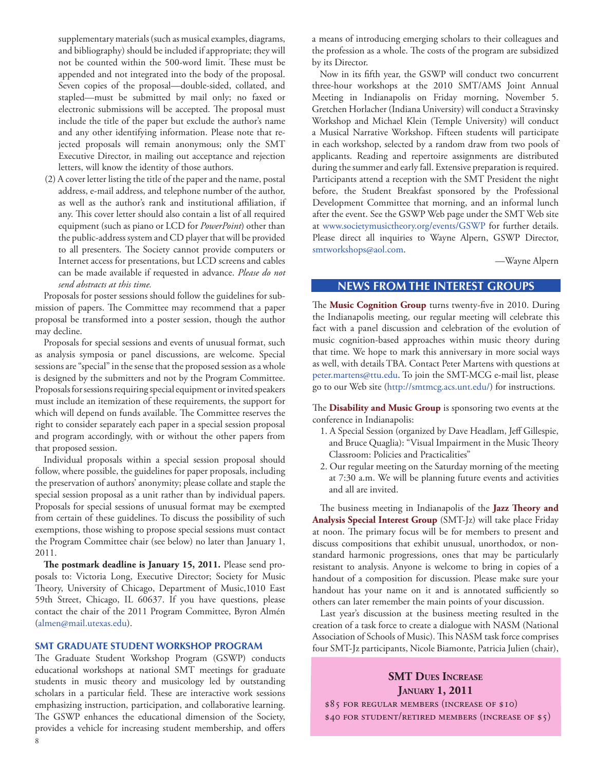supplementary materials (such as musical examples, diagrams, and bibliography) should be included if appropriate; they will not be counted within the 500-word limit. These must be appended and not integrated into the body of the proposal. Seven copies of the proposal—double-sided, collated, and stapled—must be submitted by mail only; no faxed or electronic submissions will be accepted. The proposal must include the title of the paper but exclude the author's name and any other identifying information. Please note that rejected proposals will remain anonymous; only the SMT Executive Director, in mailing out acceptance and rejection letters, will know the identity of those authors.

(2) A cover letter listing the title of the paper and the name, postal address, e-mail address, and telephone number of the author, as well as the author's rank and institutional affiliation, if any. This cover letter should also contain a list of all required equipment (such as piano or LCD for *PowerPoint*) other than the public-address system and CD player that will be provided to all presenters. The Society cannot provide computers or Internet access for presentations, but LCD screens and cables can be made available if requested in advance. *Please do not send abstracts at this time.*

Proposals for poster sessions should follow the guidelines for submission of papers. The Committee may recommend that a paper proposal be transformed into a poster session, though the author may decline.

Proposals for special sessions and events of unusual format, such as analysis symposia or panel discussions, are welcome. Special sessions are "special" in the sense that the proposed session as a whole is designed by the submitters and not by the Program Committee. Proposals for sessions requiring special equipment or invited speakers must include an itemization of these requirements, the support for which will depend on funds available. The Committee reserves the right to consider separately each paper in a special session proposal and program accordingly, with or without the other papers from that proposed session.

Individual proposals within a special session proposal should follow, where possible, the guidelines for paper proposals, including the preservation of authors' anonymity; please collate and staple the special session proposal as a unit rather than by individual papers. Proposals for special sessions of unusual format may be exempted from certain of these guidelines. To discuss the possibility of such exemptions, those wishing to propose special sessions must contact the Program Committee chair (see below) no later than January 1, 2011.

**The postmark deadline is January 15, 2011.** Please send proposals to: Victoria Long, Executive Director; Society for Music Theory, University of Chicago, Department of Music,1010 East 59th Street, Chicago, IL 60637. If you have questions, please contact the chair of the 2011 Program Committee, Byron Almén (almen@mail.utexas.edu).

### SMT GRADUATE STUDENT WORKSHOP PROGRAM

The Graduate Student Workshop Program (GSWP) conducts educational workshops at national SMT meetings for graduate students in music theory and musicology led by outstanding scholars in a particular field. These are interactive work sessions emphasizing instruction, participation, and collaborative learning. The GSWP enhances the educational dimension of the Society, provides a vehicle for increasing student membership, and offers a means of introducing emerging scholars to their colleagues and the profession as a whole. The costs of the program are subsidized by its Director.

Now in its fifth year, the GSWP will conduct two concurrent three-hour workshops at the 2010 SMT/AMS Joint Annual Meeting in Indianapolis on Friday morning, November 5. Gretchen Horlacher (Indiana University) will conduct a Stravinsky Workshop and Michael Klein (Temple University) will conduct a Musical Narrative Workshop. Fifteen students will participate in each workshop, selected by a random draw from two pools of applicants. Reading and repertoire assignments are distributed during the summer and early fall. Extensive preparation is required. Participants attend a reception with the SMT President the night before, the Student Breakfast sponsored by the Professional Development Committee that morning, and an informal lunch after the event. See the GSWP Web page under the SMT Web site at www.societymusictheory.org/events/GSWP for further details. Please direct all inquiries to Wayne Alpern, GSWP Director, smtworkshops@aol.com.

—Wayne Alpern

## NEWS FROM THE INTEREST GROUPS

The **Music Cognition Group** turns twenty-five in 2010. During the Indianapolis meeting, our regular meeting will celebrate this fact with a panel discussion and celebration of the evolution of music cognition-based approaches within music theory during that time. We hope to mark this anniversary in more social ways as well, with details TBA. Contact Peter Martens with questions at peter.martens@ttu.edu. To join the SMT-MCG e-mail list, please go to our Web site (http://smtmcg.acs.unt.edu/) for instructions.

The **Disability and Music Group** is sponsoring two events at the conference in Indianapolis:

1. A Special Session (organized by Dave Headlam, Jeff Gillespie, and Bruce Quaglia): "Visual Impairment in the Music Theory Classroom: Policies and Practicalities"
2. Our regular meeting on the Saturday morning of the meeting at 7:30 a.m. We will be planning future events and activities and all are invited.

The business meeting in Indianapolis of the **Jazz Theory and Analysis Special Interest Group** (SMT-Jz) will take place Friday at noon. The primary focus will be for members to present and discuss compositions that exhibit unusual, unorthodox, or non-standard harmonic progressions, ones that may be particularly resistant to analysis. Anyone is welcome to bring in copies of a handout of a composition for discussion. Please make sure your handout has your name on it and is annotated sufficiently so others can later remember the main points of your discussion.

Last year's discussion at the business meeting resulted in the creation of a task force to create a dialogue with NASM (National Association of Schools of Music). This NASM task force comprises four SMT-Jz participants, Nicole Biamonte, Patricia Julien (chair),

**SMT Dues Increase**
**January 1, 2011**

$85 for regular members (increase of $10)
$40 for student/retired members (increase of $5)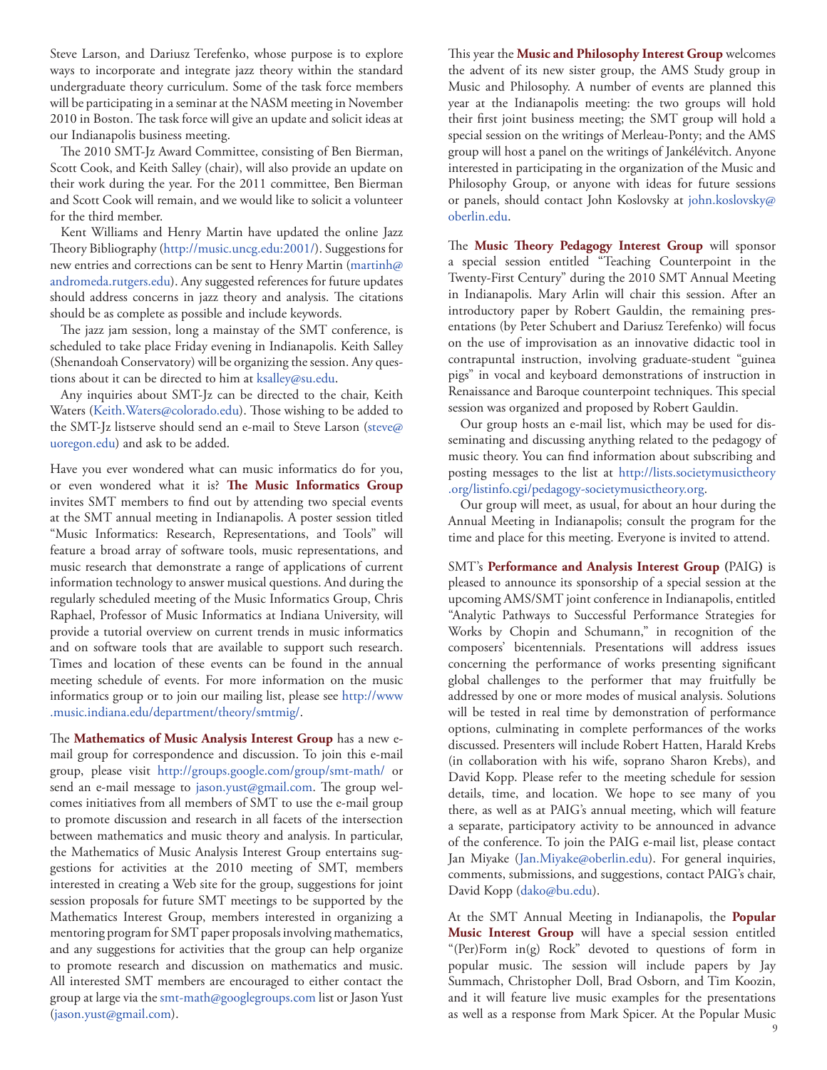Steve Larson, and Dariusz Terefenko, whose purpose is to explore ways to incorporate and integrate jazz theory within the standard undergraduate theory curriculum. Some of the task force members will be participating in a seminar at the NASM meeting in November 2010 in Boston. The task force will give an update and solicit ideas at our Indianapolis business meeting.

The 2010 SMT-Jz Award Committee, consisting of Ben Bierman, Scott Cook, and Keith Salley (chair), will also provide an update on their work during the year. For the 2011 committee, Ben Bierman and Scott Cook will remain, and we would like to solicit a volunteer for the third member.

Kent Williams and Henry Martin have updated the online Jazz Theory Bibliography (http://music.uncg.edu:2001/). Suggestions for new entries and corrections can be sent to Henry Martin (martinh@andromeda.rutgers.edu). Any suggested references for future updates should address concerns in jazz theory and analysis. The citations should be as complete as possible and include keywords.

The jazz jam session, long a mainstay of the SMT conference, is scheduled to take place Friday evening in Indianapolis. Keith Salley (Shenandoah Conservatory) will be organizing the session. Any questions about it can be directed to him at ksalley@su.edu.

Any inquiries about SMT-Jz can be directed to the chair, Keith Waters (Keith.Waters@colorado.edu). Those wishing to be added to the SMT-Jz listserve should send an e-mail to Steve Larson (steve@uoregon.edu) and ask to be added.

Have you ever wondered what can music informatics do for you, or even wondered what it is? **The Music Informatics Group** invites SMT members to find out by attending two special events at the SMT annual meeting in Indianapolis. A poster session titled "Music Informatics: Research, Representations, and Tools" will feature a broad array of software tools, music representations, and music research that demonstrate a range of applications of current information technology to answer musical questions. And during the regularly scheduled meeting of the Music Informatics Group, Chris Raphael, Professor of Music Informatics at Indiana University, will provide a tutorial overview on current trends in music informatics and on software tools that are available to support such research. Times and location of these events can be found in the annual meeting schedule of events. For more information on the music informatics group or to join our mailing list, please see http://www.music.indiana.edu/department/theory/smtmig/.

The **Mathematics of Music Analysis Interest Group** has a new e-mail group for correspondence and discussion. To join this e-mail group, please visit http://groups.google.com/group/smt-math/ or send an e-mail message to jason.yust@gmail.com. The group welcomes initiatives from all members of SMT to use the e-mail group to promote discussion and research in all facets of the intersection between mathematics and music theory and analysis. In particular, the Mathematics of Music Analysis Interest Group entertains suggestions for activities at the 2010 meeting of SMT, members interested in creating a Web site for the group, suggestions for joint session proposals for future SMT meetings to be supported by the Mathematics Interest Group, members interested in organizing a mentoring program for SMT paper proposals involving mathematics, and any suggestions for activities that the group can help organize to promote research and discussion on mathematics and music. All interested SMT members are encouraged to either contact the group at large via the smt-math@googlegroups.com list or Jason Yust (jason.yust@gmail.com).

This year the **Music and Philosophy Interest Group** welcomes the advent of its new sister group, the AMS Study group in Music and Philosophy. A number of events are planned this year at the Indianapolis meeting: the two groups will hold their first joint business meeting; the SMT group will hold a special session on the writings of Merleau-Ponty; and the AMS group will host a panel on the writings of Jankélévitch. Anyone interested in participating in the organization of the Music and Philosophy Group, or anyone with ideas for future sessions or panels, should contact John Koslovsky at john.koslovsky@oberlin.edu.

The **Music Theory Pedagogy Interest Group** will sponsor a special session entitled "Teaching Counterpoint in the Twenty-First Century" during the 2010 SMT Annual Meeting in Indianapolis. Mary Arlin will chair this session. After an introductory paper by Robert Gauldin, the remaining presentations (by Peter Schubert and Dariusz Terefenko) will focus on the use of improvisation as an innovative didactic tool in contrapuntal instruction, involving graduate-student "guinea pigs" in vocal and keyboard demonstrations of instruction in Renaissance and Baroque counterpoint techniques. This special session was organized and proposed by Robert Gauldin.

Our group hosts an e-mail list, which may be used for disseminating and discussing anything related to the pedagogy of music theory. You can find information about subscribing and posting messages to the list at http://lists.societymusictheory.org/listinfo.cgi/pedagogy-societymusictheory.org.

Our group will meet, as usual, for about an hour during the Annual Meeting in Indianapolis; consult the program for the time and place for this meeting. Everyone is invited to attend.

SMT's **Performance and Analysis Interest Group** (PAIG) is pleased to announce its sponsorship of a special session at the upcoming AMS/SMT joint conference in Indianapolis, entitled "Analytic Pathways to Successful Performance Strategies for Works by Chopin and Schumann," in recognition of the composers' bicentennials. Presentations will address issues concerning the performance of works presenting significant global challenges to the performer that may fruitfully be addressed by one or more modes of musical analysis. Solutions will be tested in real time by demonstration of performance options, culminating in complete performances of the works discussed. Presenters will include Robert Hatten, Harald Krebs (in collaboration with his wife, soprano Sharon Krebs), and David Kopp. Please refer to the meeting schedule for session details, time, and location. We hope to see many of you there, as well as at PAIG's annual meeting, which will feature a separate, participatory activity to be announced in advance of the conference. To join the PAIG e-mail list, please contact Jan Miyake (Jan.Miyake@oberlin.edu). For general inquiries, comments, submissions, and suggestions, contact PAIG's chair, David Kopp (dako@bu.edu).

At the SMT Annual Meeting in Indianapolis, the **Popular Music Interest Group** will have a special session entitled "(Per)Form in(g) Rock" devoted to questions of form in popular music. The session will include papers by Jay Summach, Christopher Doll, Brad Osborn, and Tim Koozin, and it will feature live music examples for the presentations as well as a response from Mark Spicer. At the Popular Music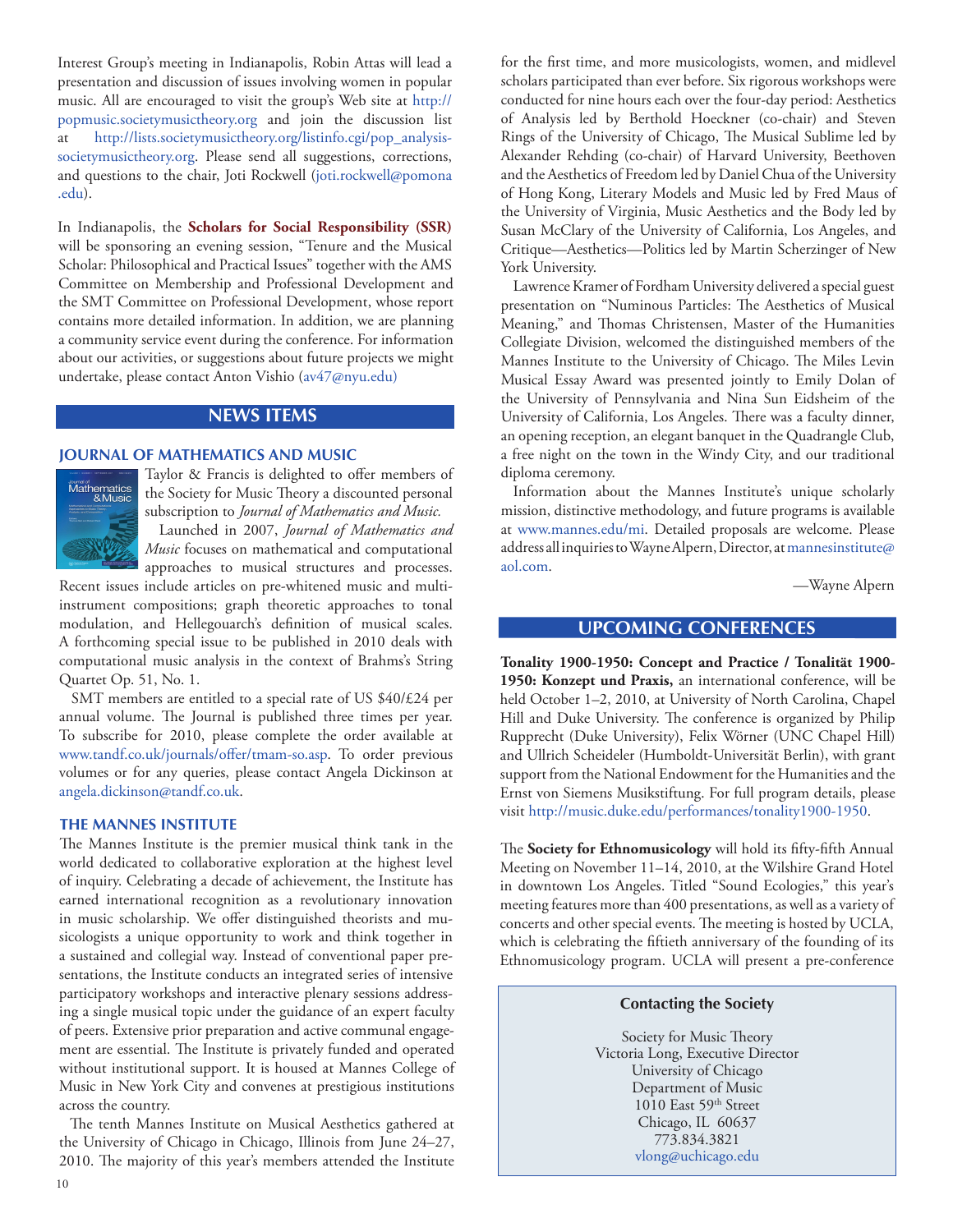Interest Group's meeting in Indianapolis, Robin Attas will lead a presentation and discussion of issues involving women in popular music. All are encouraged to visit the group's Web site at http://popmusic.societymusictheory.org and join the discussion list at http://lists.societymusictheory.org/listinfo.cgi/pop_analysis-societymusictheory.org. Please send all suggestions, corrections, and questions to the chair, Joti Rockwell (joti.rockwell@pomona.edu).

In Indianapolis, the **Scholars for Social Responsibility (SSR)** will be sponsoring an evening session, "Tenure and the Musical Scholar: Philosophical and Practical Issues" together with the AMS Committee on Membership and Professional Development and the SMT Committee on Professional Development, whose report contains more detailed information. In addition, we are planning a community service event during the conference. For information about our activities, or suggestions about future projects we might undertake, please contact Anton Vishio (av47@nyu.edu)

## NEWS ITEMS

### JOURNAL OF MATHEMATICS AND MUSIC

Taylor & Francis is delighted to offer members of the Society for Music Theory a discounted personal subscription to *Journal of Mathematics and Music.*

Launched in 2007, *Journal of Mathematics and Music* focuses on mathematical and computational approaches to musical structures and processes. Recent issues include articles on pre-whitened music and multi-instrument compositions; graph theoretic approaches to tonal modulation, and Hellegouarch's definition of musical scales. A forthcoming special issue to be published in 2010 deals with computational music analysis in the context of Brahms's String Quartet Op. 51, No. 1.

SMT members are entitled to a special rate of US $40/£24 per annual volume. The Journal is published three times per year. To subscribe for 2010, please complete the order available at www.tandf.co.uk/journals/offer/tmam-so.asp. To order previous volumes or for any queries, please contact Angela Dickinson at angela.dickinson@tandf.co.uk.

### THE MANNES INSTITUTE

The Mannes Institute is the premier musical think tank in the world dedicated to collaborative exploration at the highest level of inquiry. Celebrating a decade of achievement, the Institute has earned international recognition as a revolutionary innovation in music scholarship. We offer distinguished theorists and musicologists a unique opportunity to work and think together in a sustained and collegial way. Instead of conventional paper presentations, the Institute conducts an integrated series of intensive participatory workshops and interactive plenary sessions addressing a single musical topic under the guidance of an expert faculty of peers. Extensive prior preparation and active communal engagement are essential. The Institute is privately funded and operated without institutional support. It is housed at Mannes College of Music in New York City and convenes at prestigious institutions across the country.

The tenth Mannes Institute on Musical Aesthetics gathered at the University of Chicago in Chicago, Illinois from June 24–27, 2010. The majority of this year's members attended the Institute for the first time, and more musicologists, women, and midlevel scholars participated than ever before. Six rigorous workshops were conducted for nine hours each over the four-day period: Aesthetics of Analysis led by Berthold Hoeckner (co-chair) and Steven Rings of the University of Chicago, The Musical Sublime led by Alexander Rehding (co-chair) of Harvard University, Beethoven and the Aesthetics of Freedom led by Daniel Chua of the University of Hong Kong, Literary Models and Music led by Fred Maus of the University of Virginia, Music Aesthetics and the Body led by Susan McClary of the University of California, Los Angeles, and Critique—Aesthetics—Politics led by Martin Scherzinger of New York University.

Lawrence Kramer of Fordham University delivered a special guest presentation on "Numinous Particles: The Aesthetics of Musical Meaning," and Thomas Christensen, Master of the Humanities Collegiate Division, welcomed the distinguished members of the Mannes Institute to the University of Chicago. The Miles Levin Musical Essay Award was presented jointly to Emily Dolan of the University of Pennsylvania and Nina Sun Eidsheim of the University of California, Los Angeles. There was a faculty dinner, an opening reception, an elegant banquet in the Quadrangle Club, a free night on the town in the Windy City, and our traditional diploma ceremony.

Information about the Mannes Institute's unique scholarly mission, distinctive methodology, and future programs is available at www.mannes.edu/mi. Detailed proposals are welcome. Please address all inquiries to Wayne Alpern, Director, at mannesinstitute@aol.com.

—Wayne Alpern

## UPCOMING CONFERENCES

**Tonality 1900-1950: Concept and Practice / Tonalität 1900-1950: Konzept und Praxis,** an international conference, will be held October 1–2, 2010, at University of North Carolina, Chapel Hill and Duke University. The conference is organized by Philip Rupprecht (Duke University), Felix Wörner (UNC Chapel Hill) and Ullrich Scheideler (Humboldt-Universität Berlin), with grant support from the National Endowment for the Humanities and the Ernst von Siemens Musikstiftung. For full program details, please visit http://music.duke.edu/performances/tonality1900-1950.

The **Society for Ethnomusicology** will hold its fifty-fifth Annual Meeting on November 11–14, 2010, at the Wilshire Grand Hotel in downtown Los Angeles. Titled "Sound Ecologies," this year's meeting features more than 400 presentations, as well as a variety of concerts and other special events. The meeting is hosted by UCLA, which is celebrating the fiftieth anniversary of the founding of its Ethnomusicology program. UCLA will present a pre-conference

**Contacting the Society**

Society for Music Theory
Victoria Long, Executive Director
University of Chicago
Department of Music
1010 East 59th Street
Chicago, IL 60637
773.834.3821
vlong@uchicago.edu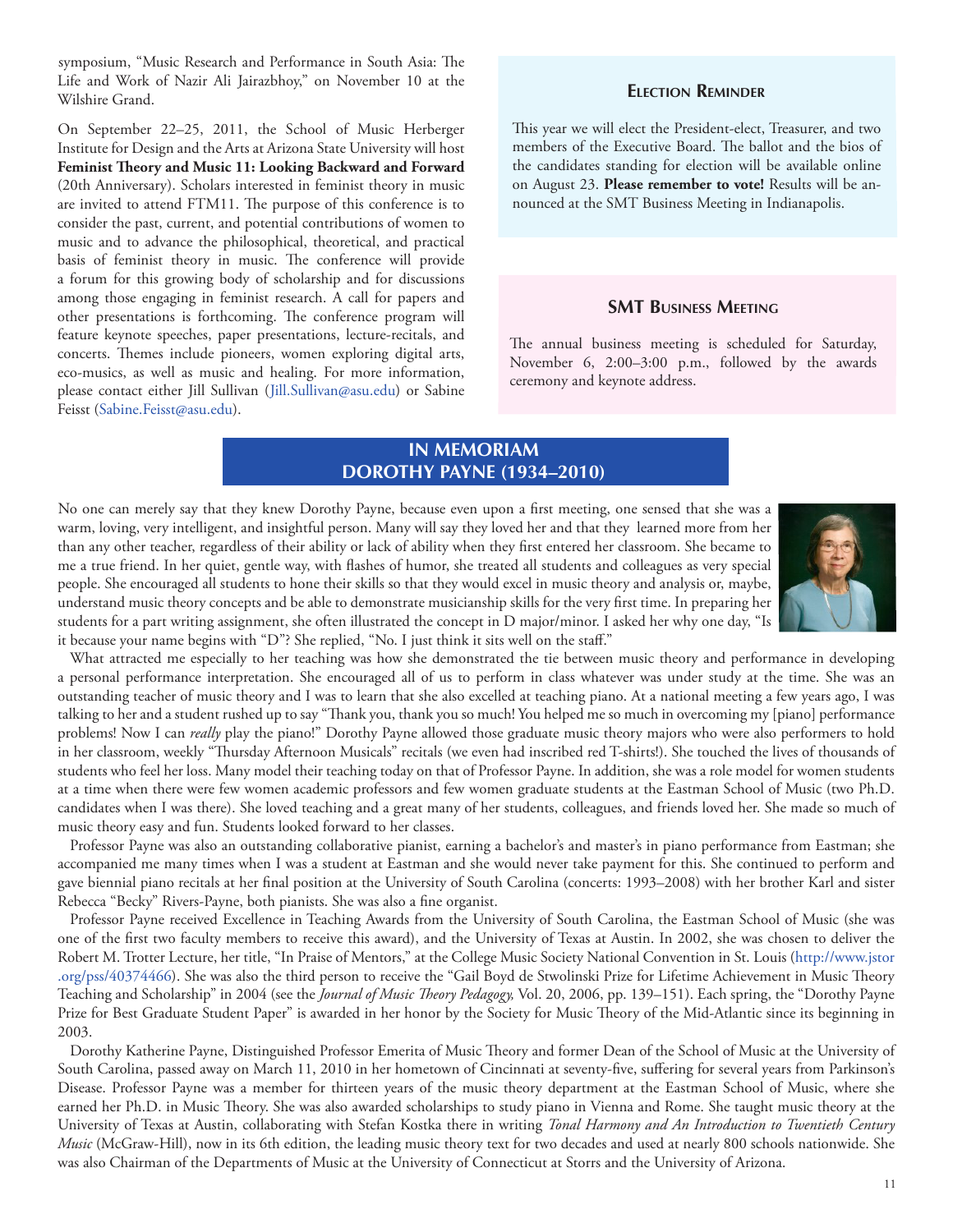symposium, "Music Research and Performance in South Asia: The Life and Work of Nazir Ali Jairazbhoy," on November 10 at the Wilshire Grand.

On September 22–25, 2011, the School of Music Herberger Institute for Design and the Arts at Arizona State University will host **Feminist Theory and Music 11: Looking Backward and Forward** (20th Anniversary). Scholars interested in feminist theory in music are invited to attend FTM11. The purpose of this conference is to consider the past, current, and potential contributions of women to music and to advance the philosophical, theoretical, and practical basis of feminist theory in music. The conference will provide a forum for this growing body of scholarship and for discussions among those engaging in feminist research. A call for papers and other presentations is forthcoming. The conference program will feature keynote speeches, paper presentations, lecture-recitals, and concerts. Themes include pioneers, women exploring digital arts, eco-musics, as well as music and healing. For more information, please contact either Jill Sullivan (Jill.Sullivan@asu.edu) or Sabine Feisst (Sabine.Feisst@asu.edu).

### Election Reminder

This year we will elect the President-elect, Treasurer, and two members of the Executive Board. The ballot and the bios of the candidates standing for election will be available online on August 23. **Please remember to vote!** Results will be announced at the SMT Business Meeting in Indianapolis.

### SMT Business Meeting

The annual business meeting is scheduled for Saturday, November 6, 2:00–3:00 p.m., followed by the awards ceremony and keynote address.

## IN MEMORIAM
## DOROTHY PAYNE (1934–2010)

No one can merely say that they knew Dorothy Payne, because even upon a first meeting, one sensed that she was a warm, loving, very intelligent, and insightful person. Many will say they loved her and that they learned more from her than any other teacher, regardless of their ability or lack of ability when they first entered her classroom. She became to me a true friend. In her quiet, gentle way, with flashes of humor, she treated all students and colleagues as very special people. She encouraged all students to hone their skills so that they would excel in music theory and analysis or, maybe, understand music theory concepts and be able to demonstrate musicianship skills for the very first time. In preparing her students for a part writing assignment, she often illustrated the concept in D major/minor. I asked her why one day, "Is it because your name begins with "D"? She replied, "No. I just think it sits well on the staff."

What attracted me especially to her teaching was how she demonstrated the tie between music theory and performance in developing a personal performance interpretation. She encouraged all of us to perform in class whatever was under study at the time. She was an outstanding teacher of music theory and I was to learn that she also excelled at teaching piano. At a national meeting a few years ago, I was talking to her and a student rushed up to say "Thank you, thank you so much! You helped me so much in overcoming my [piano] performance problems! Now I can *really* play the piano!" Dorothy Payne allowed those graduate music theory majors who were also performers to hold in her classroom, weekly "Thursday Afternoon Musicals" recitals (we even had inscribed red T-shirts!). She touched the lives of thousands of students who feel her loss. Many model their teaching today on that of Professor Payne. In addition, she was a role model for women students at a time when there were few women academic professors and few women graduate students at the Eastman School of Music (two Ph.D. candidates when I was there). She loved teaching and a great many of her students, colleagues, and friends loved her. She made so much of music theory easy and fun. Students looked forward to her classes.

Professor Payne was also an outstanding collaborative pianist, earning a bachelor's and master's in piano performance from Eastman; she accompanied me many times when I was a student at Eastman and she would never take payment for this. She continued to perform and gave biennial piano recitals at her final position at the University of South Carolina (concerts: 1993–2008) with her brother Karl and sister Rebecca "Becky" Rivers-Payne, both pianists. She was also a fine organist.

Professor Payne received Excellence in Teaching Awards from the University of South Carolina, the Eastman School of Music (she was one of the first two faculty members to receive this award), and the University of Texas at Austin. In 2002, she was chosen to deliver the Robert M. Trotter Lecture, her title, "In Praise of Mentors," at the College Music Society National Convention in St. Louis (http://www.jstor.org/pss/40374466). She was also the third person to receive the "Gail Boyd de Stwolinski Prize for Lifetime Achievement in Music Theory Teaching and Scholarship" in 2004 (see the *Journal of Music Theory Pedagogy,* Vol. 20, 2006, pp. 139–151). Each spring, the "Dorothy Payne Prize for Best Graduate Student Paper" is awarded in her honor by the Society for Music Theory of the Mid-Atlantic since its beginning in 2003.

Dorothy Katherine Payne, Distinguished Professor Emerita of Music Theory and former Dean of the School of Music at the University of South Carolina, passed away on March 11, 2010 in her hometown of Cincinnati at seventy-five, suffering for several years from Parkinson's Disease. Professor Payne was a member for thirteen years of the music theory department at the Eastman School of Music, where she earned her Ph.D. in Music Theory. She was also awarded scholarships to study piano in Vienna and Rome. She taught music theory at the University of Texas at Austin, collaborating with Stefan Kostka there in writing *Tonal Harmony and An Introduction to Twentieth Century Music* (McGraw-Hill), now in its 6th edition, the leading music theory text for two decades and used at nearly 800 schools nationwide. She was also Chairman of the Departments of Music at the University of Connecticut at Storrs and the University of Arizona.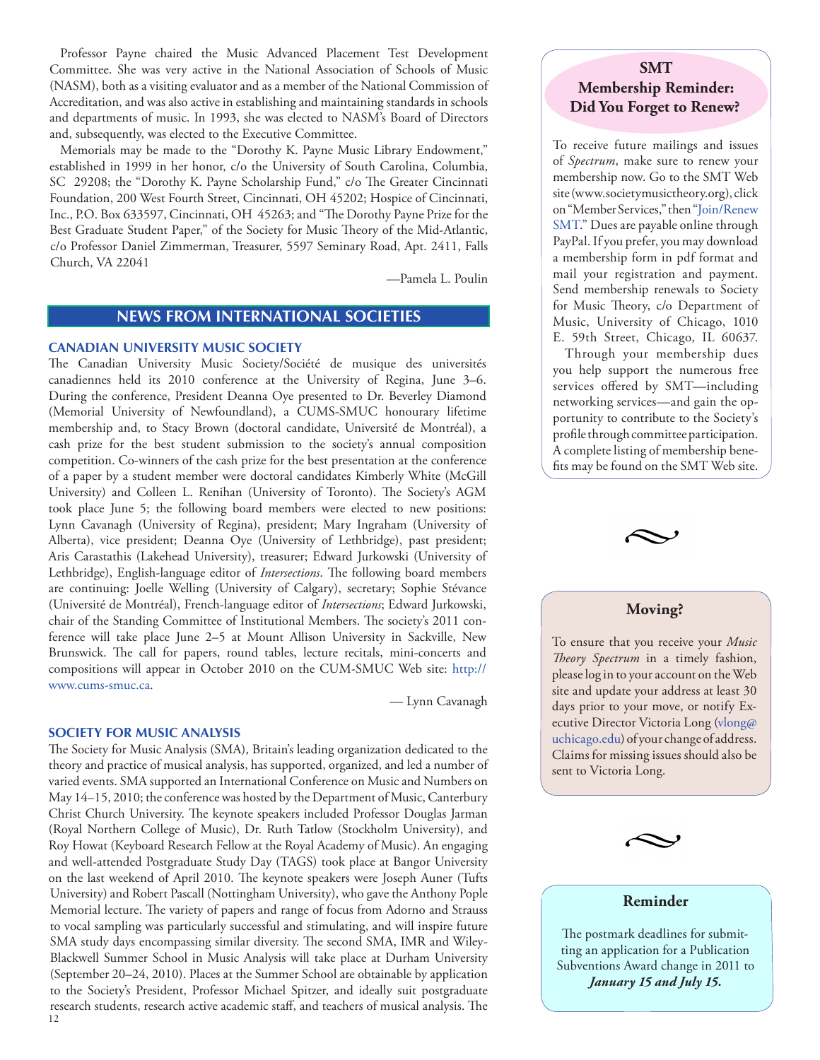Professor Payne chaired the Music Advanced Placement Test Development Committee. She was very active in the National Association of Schools of Music (NASM), both as a visiting evaluator and as a member of the National Commission of Accreditation, and was also active in establishing and maintaining standards in schools and departments of music. In 1993, she was elected to NASM's Board of Directors and, subsequently, was elected to the Executive Committee.

Memorials may be made to the "Dorothy K. Payne Music Library Endowment," established in 1999 in her honor, c/o the University of South Carolina, Columbia, SC 29208; the "Dorothy K. Payne Scholarship Fund," c/o The Greater Cincinnati Foundation, 200 West Fourth Street, Cincinnati, OH 45202; Hospice of Cincinnati, Inc., P.O. Box 633597, Cincinnati, OH 45263; and "The Dorothy Payne Prize for the Best Graduate Student Paper," of the Society for Music Theory of the Mid-Atlantic, c/o Professor Daniel Zimmerman, Treasurer, 5597 Seminary Road, Apt. 2411, Falls Church, VA 22041

—Pamela L. Poulin

## NEWS FROM INTERNATIONAL SOCIETIES

### CANADIAN UNIVERSITY MUSIC SOCIETY

The Canadian University Music Society/Société de musique des universités canadiennes held its 2010 conference at the University of Regina, June 3–6. During the conference, President Deanna Oye presented to Dr. Beverley Diamond (Memorial University of Newfoundland), a CUMS-SMUC honourary lifetime membership and, to Stacy Brown (doctoral candidate, Université de Montréal), a cash prize for the best student submission to the society's annual composition competition. Co-winners of the cash prize for the best presentation at the conference of a paper by a student member were doctoral candidates Kimberly White (McGill University) and Colleen L. Renihan (University of Toronto). The Society's AGM took place June 5; the following board members were elected to new positions: Lynn Cavanagh (University of Regina), president; Mary Ingraham (University of Alberta), vice president; Deanna Oye (University of Lethbridge), past president; Aris Carastathis (Lakehead University), treasurer; Edward Jurkowski (University of Lethbridge), English-language editor of *Intersections*. The following board members are continuing: Joelle Welling (University of Calgary), secretary; Sophie Stévance (Université de Montréal), French-language editor of *Intersections*; Edward Jurkowski, chair of the Standing Committee of Institutional Members. The society's 2011 conference will take place June 2–5 at Mount Allison University in Sackville, New Brunswick. The call for papers, round tables, lecture recitals, mini-concerts and compositions will appear in October 2010 on the CUM-SMUC Web site: http://www.cums-smuc.ca.

— Lynn Cavanagh

### SOCIETY FOR MUSIC ANALYSIS

The Society for Music Analysis (SMA), Britain's leading organization dedicated to the theory and practice of musical analysis, has supported, organized, and led a number of varied events. SMA supported an International Conference on Music and Numbers on May 14–15, 2010; the conference was hosted by the Department of Music, Canterbury Christ Church University. The keynote speakers included Professor Douglas Jarman (Royal Northern College of Music), Dr. Ruth Tatlow (Stockholm University), and Roy Howat (Keyboard Research Fellow at the Royal Academy of Music). An engaging and well-attended Postgraduate Study Day (TAGS) took place at Bangor University on the last weekend of April 2010. The keynote speakers were Joseph Auner (Tufts University) and Robert Pascall (Nottingham University), who gave the Anthony Pople Memorial lecture. The variety of papers and range of focus from Adorno and Strauss to vocal sampling was particularly successful and stimulating, and will inspire future SMA study days encompassing similar diversity. The second SMA, IMR and Wiley-Blackwell Summer School in Music Analysis will take place at Durham University (September 20–24, 2010). Places at the Summer School are obtainable by application to the Society's President, Professor Michael Spitzer, and ideally suit postgraduate research students, research active academic staff, and teachers of musical analysis. The

**SMT Membership Reminder: Did You Forget to Renew?**

To receive future mailings and issues of *Spectrum*, make sure to renew your membership now. Go to the SMT Web site (www.societymusictheory.org), click on "Member Services," then "Join/Renew SMT." Dues are payable online through PayPal. If you prefer, you may download a membership form in pdf format and mail your registration and payment. Send membership renewals to Society for Music Theory, c/o Department of Music, University of Chicago, 1010 E. 59th Street, Chicago, IL 60637.

Through your membership dues you help support the numerous free services offered by SMT—including networking services—and gain the opportunity to contribute to the Society's profile through committee participation. A complete listing of membership benefits may be found on the SMT Web site.

**Moving?**

To ensure that you receive your *Music Theory Spectrum* in a timely fashion, please log in to your account on the Web site and update your address at least 30 days prior to your move, or notify Executive Director Victoria Long (vlong@uchicago.edu) of your change of address. Claims for missing issues should also be sent to Victoria Long.

**Reminder**

The postmark deadlines for submitting an application for a Publication Subventions Award change in 2011 to ***January 15 and July 15.***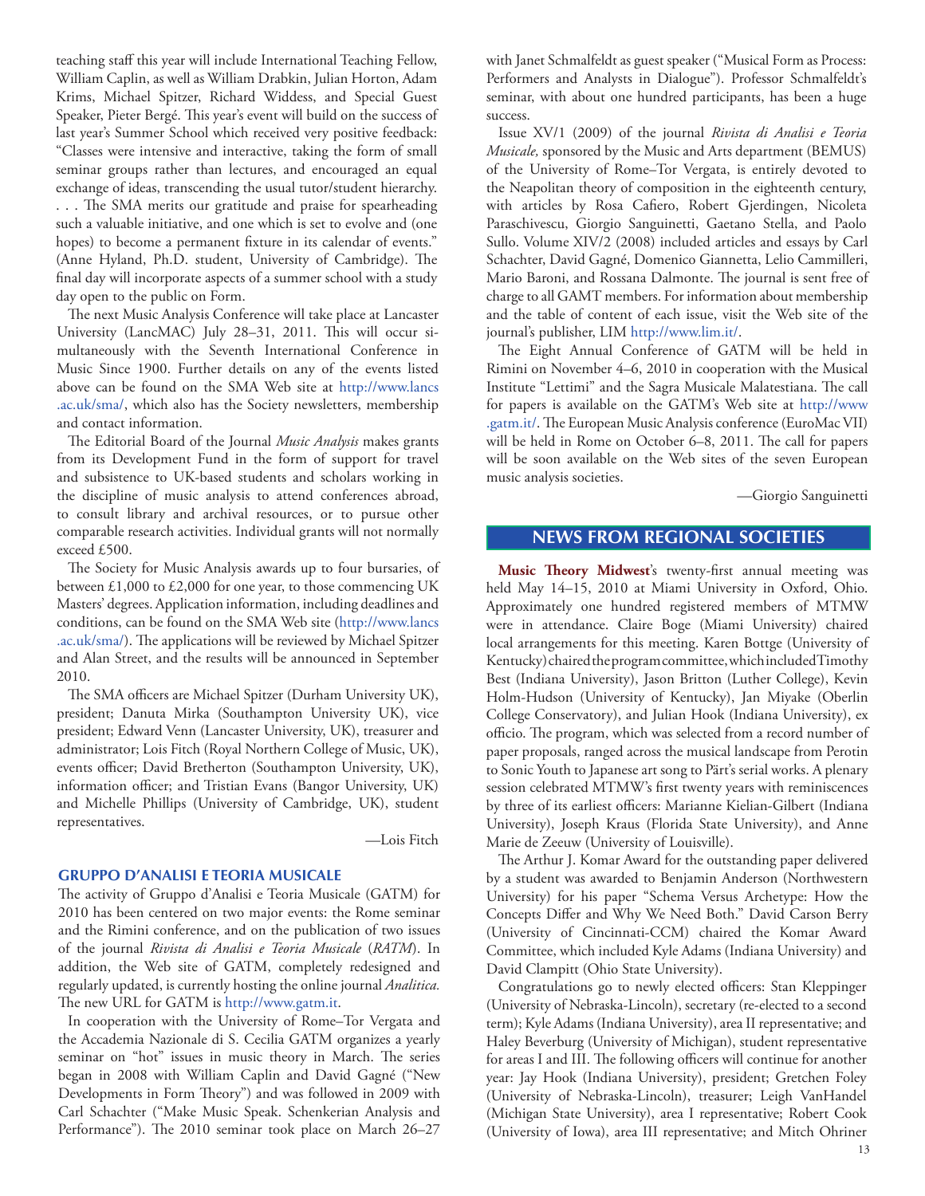teaching staff this year will include International Teaching Fellow, William Caplin, as well as William Drabkin, Julian Horton, Adam Krims, Michael Spitzer, Richard Widdess, and Special Guest Speaker, Pieter Bergé. This year's event will build on the success of last year's Summer School which received very positive feedback: "Classes were intensive and interactive, taking the form of small seminar groups rather than lectures, and encouraged an equal exchange of ideas, transcending the usual tutor/student hierarchy. . . . The SMA merits our gratitude and praise for spearheading such a valuable initiative, and one which is set to evolve and (one hopes) to become a permanent fixture in its calendar of events." (Anne Hyland, Ph.D. student, University of Cambridge). The final day will incorporate aspects of a summer school with a study day open to the public on Form.

The next Music Analysis Conference will take place at Lancaster University (LancMAC) July 28–31, 2011. This will occur simultaneously with the Seventh International Conference in Music Since 1900. Further details on any of the events listed above can be found on the SMA Web site at http://www.lancs.ac.uk/sma/, which also has the Society newsletters, membership and contact information.

The Editorial Board of the Journal *Music Analysis* makes grants from its Development Fund in the form of support for travel and subsistence to UK-based students and scholars working in the discipline of music analysis to attend conferences abroad, to consult library and archival resources, or to pursue other comparable research activities. Individual grants will not normally exceed £500.

The Society for Music Analysis awards up to four bursaries, of between £1,000 to £2,000 for one year, to those commencing UK Masters' degrees. Application information, including deadlines and conditions, can be found on the SMA Web site (http://www.lancs.ac.uk/sma/). The applications will be reviewed by Michael Spitzer and Alan Street, and the results will be announced in September 2010.

The SMA officers are Michael Spitzer (Durham University UK), president; Danuta Mirka (Southampton University UK), vice president; Edward Venn (Lancaster University, UK), treasurer and administrator; Lois Fitch (Royal Northern College of Music, UK), events officer; David Bretherton (Southampton University, UK), information officer; and Tristian Evans (Bangor University, UK) and Michelle Phillips (University of Cambridge, UK), student representatives.

—Lois Fitch

### GRUPPO D'ANALISI E TEORIA MUSICALE

The activity of Gruppo d'Analisi e Teoria Musicale (GATM) for 2010 has been centered on two major events: the Rome seminar and the Rimini conference, and on the publication of two issues of the journal *Rivista di Analisi e Teoria Musicale* (*RATM*). In addition, the Web site of GATM, completely redesigned and regularly updated, is currently hosting the online journal *Analitica.* The new URL for GATM is http://www.gatm.it.

In cooperation with the University of Rome–Tor Vergata and the Accademia Nazionale di S. Cecilia GATM organizes a yearly seminar on "hot" issues in music theory in March. The series began in 2008 with William Caplin and David Gagné ("New Developments in Form Theory") and was followed in 2009 with Carl Schachter ("Make Music Speak. Schenkerian Analysis and Performance"). The 2010 seminar took place on March 26–27 with Janet Schmalfeldt as guest speaker ("Musical Form as Process: Performers and Analysts in Dialogue"). Professor Schmalfeldt's seminar, with about one hundred participants, has been a huge success.

Issue XV/1 (2009) of the journal *Rivista di Analisi e Teoria Musicale,* sponsored by the Music and Arts department (BEMUS) of the University of Rome–Tor Vergata, is entirely devoted to the Neapolitan theory of composition in the eighteenth century, with articles by Rosa Cafiero, Robert Gjerdingen, Nicoleta Paraschivescu, Giorgio Sanguinetti, Gaetano Stella, and Paolo Sullo. Volume XIV/2 (2008) included articles and essays by Carl Schachter, David Gagné, Domenico Giannetta, Lelio Cammilleri, Mario Baroni, and Rossana Dalmonte. The journal is sent free of charge to all GAMT members. For information about membership and the table of content of each issue, visit the Web site of the journal's publisher, LIM http://www.lim.it/.

The Eight Annual Conference of GATM will be held in Rimini on November 4–6, 2010 in cooperation with the Musical Institute "Lettimi" and the Sagra Musicale Malatestiana. The call for papers is available on the GATM's Web site at http://www.gatm.it/. The European Music Analysis conference (EuroMac VII) will be held in Rome on October 6–8, 2011. The call for papers will be soon available on the Web sites of the seven European music analysis societies.

—Giorgio Sanguinetti

## NEWS FROM REGIONAL SOCIETIES

**Music Theory Midwest**'s twenty-first annual meeting was held May 14–15, 2010 at Miami University in Oxford, Ohio. Approximately one hundred registered members of MTMW were in attendance. Claire Boge (Miami University) chaired local arrangements for this meeting. Karen Bottge (University of Kentucky) chaired the program committee, which included Timothy Best (Indiana University), Jason Britton (Luther College), Kevin Holm-Hudson (University of Kentucky), Jan Miyake (Oberlin College Conservatory), and Julian Hook (Indiana University), ex officio. The program, which was selected from a record number of paper proposals, ranged across the musical landscape from Perotin to Sonic Youth to Japanese art song to Pärt's serial works. A plenary session celebrated MTMW's first twenty years with reminiscences by three of its earliest officers: Marianne Kielian-Gilbert (Indiana University), Joseph Kraus (Florida State University), and Anne Marie de Zeeuw (University of Louisville).

The Arthur J. Komar Award for the outstanding paper delivered by a student was awarded to Benjamin Anderson (Northwestern University) for his paper "Schema Versus Archetype: How the Concepts Differ and Why We Need Both." David Carson Berry (University of Cincinnati-CCM) chaired the Komar Award Committee, which included Kyle Adams (Indiana University) and David Clampitt (Ohio State University).

Congratulations go to newly elected officers: Stan Kleppinger (University of Nebraska-Lincoln), secretary (re-elected to a second term); Kyle Adams (Indiana University), area II representative; and Haley Beverburg (University of Michigan), student representative for areas I and III. The following officers will continue for another year: Jay Hook (Indiana University), president; Gretchen Foley (University of Nebraska-Lincoln), treasurer; Leigh VanHandel (Michigan State University), area I representative; Robert Cook (University of Iowa), area III representative; and Mitch Ohriner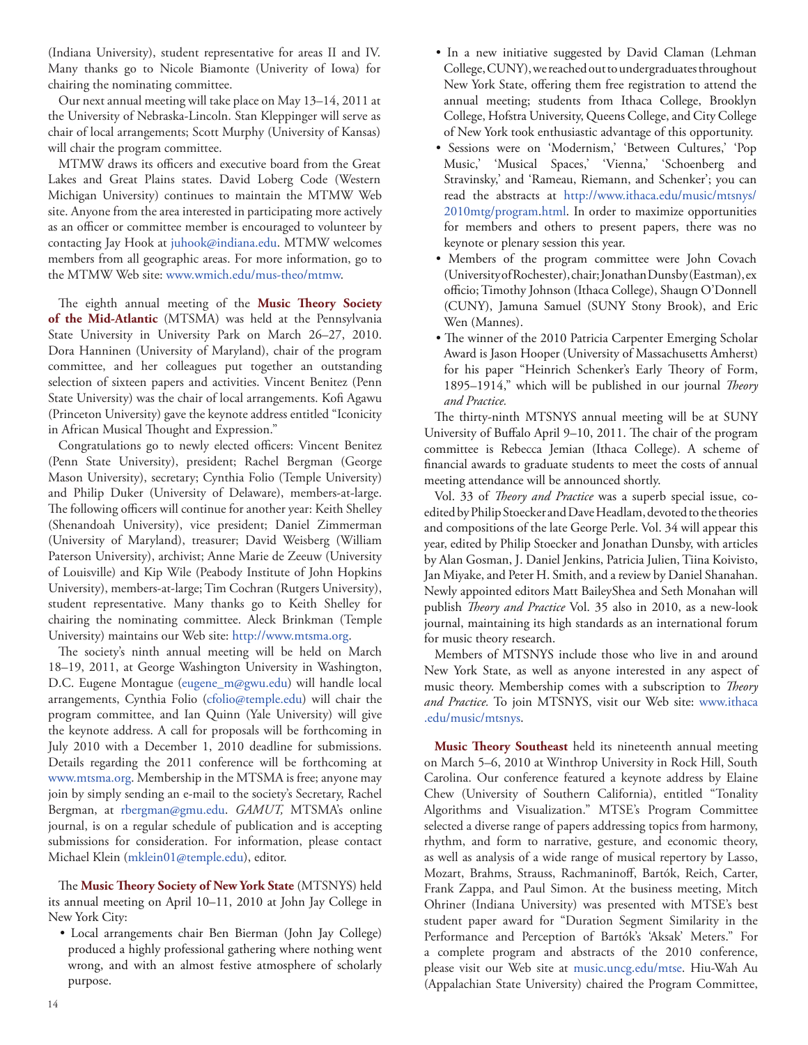(Indiana University), student representative for areas II and IV. Many thanks go to Nicole Biamonte (Univerity of Iowa) for chairing the nominating committee.

Our next annual meeting will take place on May 13–14, 2011 at the University of Nebraska-Lincoln. Stan Kleppinger will serve as chair of local arrangements; Scott Murphy (University of Kansas) will chair the program committee.

MTMW draws its officers and executive board from the Great Lakes and Great Plains states. David Loberg Code (Western Michigan University) continues to maintain the MTMW Web site. Anyone from the area interested in participating more actively as an officer or committee member is encouraged to volunteer by contacting Jay Hook at juhook@indiana.edu. MTMW welcomes members from all geographic areas. For more information, go to the MTMW Web site: www.wmich.edu/mus-theo/mtmw.

The eighth annual meeting of the **Music Theory Society of the Mid-Atlantic** (MTSMA) was held at the Pennsylvania State University in University Park on March 26–27, 2010. Dora Hanninen (University of Maryland), chair of the program committee, and her colleagues put together an outstanding selection of sixteen papers and activities. Vincent Benitez (Penn State University) was the chair of local arrangements. Kofi Agawu (Princeton University) gave the keynote address entitled "Iconicity in African Musical Thought and Expression."

Congratulations go to newly elected officers: Vincent Benitez (Penn State University), president; Rachel Bergman (George Mason University), secretary; Cynthia Folio (Temple University) and Philip Duker (University of Delaware), members-at-large. The following officers will continue for another year: Keith Shelley (Shenandoah University), vice president; Daniel Zimmerman (University of Maryland), treasurer; David Weisberg (William Paterson University), archivist; Anne Marie de Zeeuw (University of Louisville) and Kip Wile (Peabody Institute of John Hopkins University), members-at-large; Tim Cochran (Rutgers University), student representative. Many thanks go to Keith Shelley for chairing the nominating committee. Aleck Brinkman (Temple University) maintains our Web site: http://www.mtsma.org.

The society's ninth annual meeting will be held on March 18–19, 2011, at George Washington University in Washington, D.C. Eugene Montague (eugene_m@gwu.edu) will handle local arrangements, Cynthia Folio (cfolio@temple.edu) will chair the program committee, and Ian Quinn (Yale University) will give the keynote address. A call for proposals will be forthcoming in July 2010 with a December 1, 2010 deadline for submissions. Details regarding the 2011 conference will be forthcoming at www.mtsma.org. Membership in the MTSMA is free; anyone may join by simply sending an e-mail to the society's Secretary, Rachel Bergman, at rbergman@gmu.edu. *GAMUT*, MTSMA's online journal, is on a regular schedule of publication and is accepting submissions for consideration. For information, please contact Michael Klein (mklein01@temple.edu), editor.

The **Music Theory Society of New York State** (MTSNYS) held its annual meeting on April 10–11, 2010 at John Jay College in New York City:

- Local arrangements chair Ben Bierman (John Jay College) produced a highly professional gathering where nothing went wrong, and with an almost festive atmosphere of scholarly purpose.
- In a new initiative suggested by David Claman (Lehman College, CUNY), we reached out to undergraduates throughout New York State, offering them free registration to attend the annual meeting; students from Ithaca College, Brooklyn College, Hofstra University, Queens College, and City College of New York took enthusiastic advantage of this opportunity.
- Sessions were on 'Modernism,' 'Between Cultures,' 'Pop Music,' 'Musical Spaces,' 'Vienna,' 'Schoenberg and Stravinsky,' and 'Rameau, Riemann, and Schenker'; you can read the abstracts at http://www.ithaca.edu/music/mtsnys/2010mtg/program.html. In order to maximize opportunities for members and others to present papers, there was no keynote or plenary session this year.
- Members of the program committee were John Covach (University of Rochester), chair; Jonathan Dunsby (Eastman), ex officio; Timothy Johnson (Ithaca College), Shaugn O'Donnell (CUNY), Jamuna Samuel (SUNY Stony Brook), and Eric Wen (Mannes).
- The winner of the 2010 Patricia Carpenter Emerging Scholar Award is Jason Hooper (University of Massachusetts Amherst) for his paper "Heinrich Schenker's Early Theory of Form, 1895–1914," which will be published in our journal *Theory and Practice.*

The thirty-ninth MTSNYS annual meeting will be at SUNY University of Buffalo April 9–10, 2011. The chair of the program committee is Rebecca Jemian (Ithaca College). A scheme of financial awards to graduate students to meet the costs of annual meeting attendance will be announced shortly.

Vol. 33 of *Theory and Practice* was a superb special issue, co-edited by Philip Stoecker and Dave Headlam, devoted to the theories and compositions of the late George Perle. Vol. 34 will appear this year, edited by Philip Stoecker and Jonathan Dunsby, with articles by Alan Gosman, J. Daniel Jenkins, Patricia Julien, Tiina Koivisto, Jan Miyake, and Peter H. Smith, and a review by Daniel Shanahan. Newly appointed editors Matt BaileyShea and Seth Monahan will publish *Theory and Practice* Vol. 35 also in 2010, as a new-look journal, maintaining its high standards as an international forum for music theory research.

Members of MTSNYS include those who live in and around New York State, as well as anyone interested in any aspect of music theory. Membership comes with a subscription to *Theory and Practice*. To join MTSNYS, visit our Web site: www.ithaca.edu/music/mtsnys.

**Music Theory Southeast** held its nineteenth annual meeting on March 5–6, 2010 at Winthrop University in Rock Hill, South Carolina. Our conference featured a keynote address by Elaine Chew (University of Southern California), entitled "Tonality Algorithms and Visualization." MTSE's Program Committee selected a diverse range of papers addressing topics from harmony, rhythm, and form to narrative, gesture, and economic theory, as well as analysis of a wide range of musical repertory by Lasso, Mozart, Brahms, Strauss, Rachmaninoff, Bartók, Reich, Carter, Frank Zappa, and Paul Simon. At the business meeting, Mitch Ohriner (Indiana University) was presented with MTSE's best student paper award for "Duration Segment Similarity in the Performance and Perception of Bartók's 'Aksak' Meters." For a complete program and abstracts of the 2010 conference, please visit our Web site at music.uncg.edu/mtse. Hiu-Wah Au (Appalachian State University) chaired the Program Committee,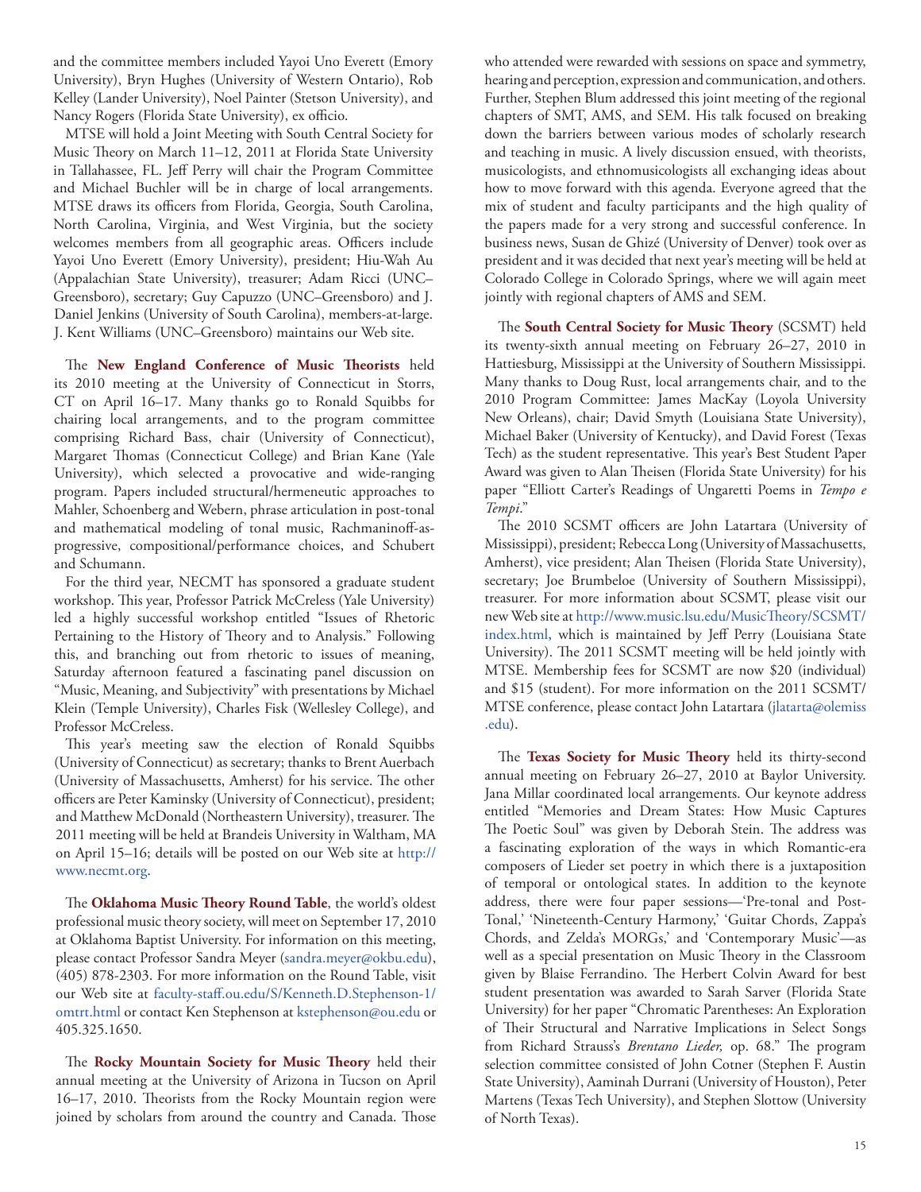and the committee members included Yayoi Uno Everett (Emory University), Bryn Hughes (University of Western Ontario), Rob Kelley (Lander University), Noel Painter (Stetson University), and Nancy Rogers (Florida State University), ex officio.

MTSE will hold a Joint Meeting with South Central Society for Music Theory on March 11–12, 2011 at Florida State University in Tallahassee, FL. Jeff Perry will chair the Program Committee and Michael Buchler will be in charge of local arrangements. MTSE draws its officers from Florida, Georgia, South Carolina, North Carolina, Virginia, and West Virginia, but the society welcomes members from all geographic areas. Officers include Yayoi Uno Everett (Emory University), president; Hiu-Wah Au (Appalachian State University), treasurer; Adam Ricci (UNC–Greensboro), secretary; Guy Capuzzo (UNC–Greensboro) and J. Daniel Jenkins (University of South Carolina), members-at-large. J. Kent Williams (UNC–Greensboro) maintains our Web site.

The **New England Conference of Music Theorists** held its 2010 meeting at the University of Connecticut in Storrs, CT on April 16–17. Many thanks go to Ronald Squibbs for chairing local arrangements, and to the program committee comprising Richard Bass, chair (University of Connecticut), Margaret Thomas (Connecticut College) and Brian Kane (Yale University), which selected a provocative and wide-ranging program. Papers included structural/hermeneutic approaches to Mahler, Schoenberg and Webern, phrase articulation in post-tonal and mathematical modeling of tonal music, Rachmaninoff-as-progressive, compositional/performance choices, and Schubert and Schumann.

For the third year, NECMT has sponsored a graduate student workshop. This year, Professor Patrick McCreless (Yale University) led a highly successful workshop entitled "Issues of Rhetoric Pertaining to the History of Theory and to Analysis." Following this, and branching out from rhetoric to issues of meaning, Saturday afternoon featured a fascinating panel discussion on "Music, Meaning, and Subjectivity" with presentations by Michael Klein (Temple University), Charles Fisk (Wellesley College), and Professor McCreless.

This year's meeting saw the election of Ronald Squibbs (University of Connecticut) as secretary; thanks to Brent Auerbach (University of Massachusetts, Amherst) for his service. The other officers are Peter Kaminsky (University of Connecticut), president; and Matthew McDonald (Northeastern University), treasurer. The 2011 meeting will be held at Brandeis University in Waltham, MA on April 15–16; details will be posted on our Web site at http://www.necmt.org.

The **Oklahoma Music Theory Round Table**, the world's oldest professional music theory society, will meet on September 17, 2010 at Oklahoma Baptist University. For information on this meeting, please contact Professor Sandra Meyer (sandra.meyer@okbu.edu), (405) 878-2303. For more information on the Round Table, visit our Web site at faculty-staff.ou.edu/S/Kenneth.D.Stephenson-1/omtrt.html or contact Ken Stephenson at kstephenson@ou.edu or 405.325.1650.

The **Rocky Mountain Society for Music Theory** held their annual meeting at the University of Arizona in Tucson on April 16–17, 2010. Theorists from the Rocky Mountain region were joined by scholars from around the country and Canada. Those who attended were rewarded with sessions on space and symmetry, hearing and perception, expression and communication, and others. Further, Stephen Blum addressed this joint meeting of the regional chapters of SMT, AMS, and SEM. His talk focused on breaking down the barriers between various modes of scholarly research and teaching in music. A lively discussion ensued, with theorists, musicologists, and ethnomusicologists all exchanging ideas about how to move forward with this agenda. Everyone agreed that the mix of student and faculty participants and the high quality of the papers made for a very strong and successful conference. In business news, Susan de Ghizé (University of Denver) took over as president and it was decided that next year's meeting will be held at Colorado College in Colorado Springs, where we will again meet jointly with regional chapters of AMS and SEM.

The **South Central Society for Music Theory** (SCSMT) held its twenty-sixth annual meeting on February 26–27, 2010 in Hattiesburg, Mississippi at the University of Southern Mississippi. Many thanks to Doug Rust, local arrangements chair, and to the 2010 Program Committee: James MacKay (Loyola University New Orleans), chair; David Smyth (Louisiana State University), Michael Baker (University of Kentucky), and David Forest (Texas Tech) as the student representative. This year's Best Student Paper Award was given to Alan Theisen (Florida State University) for his paper "Elliott Carter's Readings of Ungaretti Poems in *Tempo e Tempi*."

The 2010 SCSMT officers are John Latartara (University of Mississippi), president; Rebecca Long (University of Massachusetts, Amherst), vice president; Alan Theisen (Florida State University), secretary; Joe Brumbeloe (University of Southern Mississippi), treasurer. For more information about SCSMT, please visit our new Web site at http://www.music.lsu.edu/MusicTheory/SCSMT/index.html, which is maintained by Jeff Perry (Louisiana State University). The 2011 SCSMT meeting will be held jointly with MTSE. Membership fees for SCSMT are now $20 (individual) and $15 (student). For more information on the 2011 SCSMT/MTSE conference, please contact John Latartara (jlatarta@olemiss.edu).

The **Texas Society for Music Theory** held its thirty-second annual meeting on February 26–27, 2010 at Baylor University. Jana Millar coordinated local arrangements. Our keynote address entitled "Memories and Dream States: How Music Captures The Poetic Soul" was given by Deborah Stein. The address was a fascinating exploration of the ways in which Romantic-era composers of Lieder set poetry in which there is a juxtaposition of temporal or ontological states. In addition to the keynote address, there were four paper sessions—'Pre-tonal and Post-Tonal,' 'Nineteenth-Century Harmony,' 'Guitar Chords, Zappa's Chords, and Zelda's MORGs,' and 'Contemporary Music'—as well as a special presentation on Music Theory in the Classroom given by Blaise Ferrandino. The Herbert Colvin Award for best student presentation was awarded to Sarah Sarver (Florida State University) for her paper "Chromatic Parentheses: An Exploration of Their Structural and Narrative Implications in Select Songs from Richard Strauss's *Brentano Lieder,* op. 68." The program selection committee consisted of John Cotner (Stephen F. Austin State University), Aaminah Durrani (University of Houston), Peter Martens (Texas Tech University), and Stephen Slottow (University of North Texas).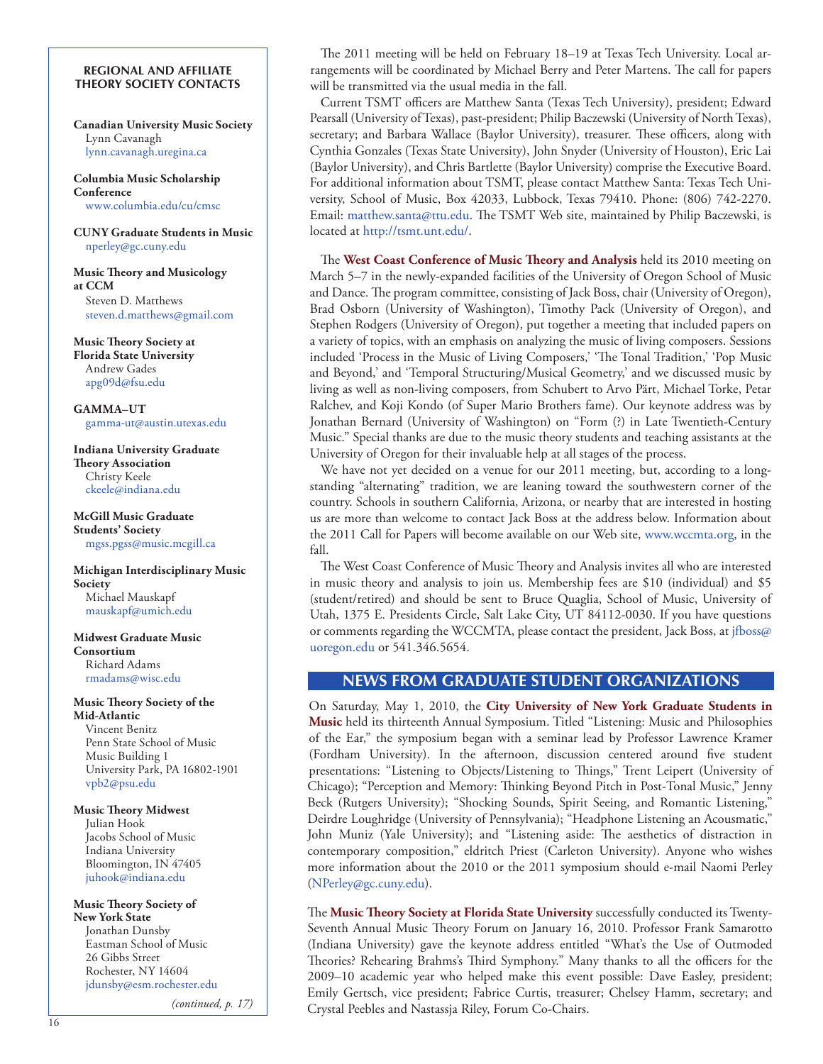The 2011 meeting will be held on February 18–19 at Texas Tech University. Local arrangements will be coordinated by Michael Berry and Peter Martens. The call for papers will be transmitted via the usual media in the fall.

Current TSMT officers are Matthew Santa (Texas Tech University), president; Edward Pearsall (University of Texas), past-president; Philip Baczewski (University of North Texas), secretary; and Barbara Wallace (Baylor University), treasurer. These officers, along with Cynthia Gonzales (Texas State University), John Snyder (University of Houston), Eric Lai (Baylor University), and Chris Bartlette (Baylor University) comprise the Executive Board. For additional information about TSMT, please contact Matthew Santa: Texas Tech University, School of Music, Box 42033, Lubbock, Texas 79410. Phone: (806) 742-2270. Email: matthew.santa@ttu.edu. The TSMT Web site, maintained by Philip Baczewski, is located at http://tsmt.unt.edu/.

The **West Coast Conference of Music Theory and Analysis** held its 2010 meeting on March 5–7 in the newly-expanded facilities of the University of Oregon School of Music and Dance. The program committee, consisting of Jack Boss, chair (University of Oregon), Brad Osborn (University of Washington), Timothy Pack (University of Oregon), and Stephen Rodgers (University of Oregon), put together a meeting that included papers on a variety of topics, with an emphasis on analyzing the music of living composers. Sessions included 'Process in the Music of Living Composers,' 'The Tonal Tradition,' 'Pop Music and Beyond,' and 'Temporal Structuring/Musical Geometry,' and we discussed music by living as well as non-living composers, from Schubert to Arvo Pärt, Michael Torke, Petar Ralchev, and Koji Kondo (of Super Mario Brothers fame). Our keynote address was by Jonathan Bernard (University of Washington) on "Form (?) in Late Twentieth-Century Music." Special thanks are due to the music theory students and teaching assistants at the University of Oregon for their invaluable help at all stages of the process.

We have not yet decided on a venue for our 2011 meeting, but, according to a long-standing "alternating" tradition, we are leaning toward the southwestern corner of the country. Schools in southern California, Arizona, or nearby that are interested in hosting us are more than welcome to contact Jack Boss at the address below. Information about the 2011 Call for Papers will become available on our Web site, www.wccmta.org, in the fall.

The West Coast Conference of Music Theory and Analysis invites all who are interested in music theory and analysis to join us. Membership fees are $10 (individual) and $5 (student/retired) and should be sent to Bruce Quaglia, School of Music, University of Utah, 1375 E. Presidents Circle, Salt Lake City, UT 84112-0030. If you have questions or comments regarding the WCCMTA, please contact the president, Jack Boss, at jfboss@uoregon.edu or 541.346.5654.

## NEWS FROM GRADUATE STUDENT ORGANIZATIONS

On Saturday, May 1, 2010, the **City University of New York Graduate Students in Music** held its thirteenth Annual Symposium. Titled "Listening: Music and Philosophies of the Ear," the symposium began with a seminar lead by Professor Lawrence Kramer (Fordham University). In the afternoon, discussion centered around five student presentations: "Listening to Objects/Listening to Things," Trent Leipert (University of Chicago); "Perception and Memory: Thinking Beyond Pitch in Post-Tonal Music," Jenny Beck (Rutgers University); "Shocking Sounds, Spirit Seeing, and Romantic Listening," Deirdre Loughridge (University of Pennsylvania); "Headphone Listening an Acousmatic," John Muniz (Yale University); and "Listening aside: The aesthetics of distraction in contemporary composition," eldritch Priest (Carleton University). Anyone who wishes more information about the 2010 or the 2011 symposium should e-mail Naomi Perley (NPerley@gc.cuny.edu).

The **Music Theory Society at Florida State University** successfully conducted its Twenty-Seventh Annual Music Theory Forum on January 16, 2010. Professor Frank Samarotto (Indiana University) gave the keynote address entitled "What's the Use of Outmoded Theories? Rehearing Brahms's Third Symphony." Many thanks to all the officers for the 2009–10 academic year who helped make this event possible: Dave Easley, president; Emily Gertsch, vice president; Fabrice Curtis, treasurer; Chelsey Hamm, secretary; and Crystal Peebles and Nastassja Riley, Forum Co-Chairs.

### REGIONAL AND AFFILIATE THEORY SOCIETY CONTACTS

**Canadian University Music Society**
Lynn Cavanagh
lynn.cavanagh.uregina.ca

**Columbia Music Scholarship Conference**
www.columbia.edu/cu/cmsc

**CUNY Graduate Students in Music**
nperley@gc.cuny.edu

**Music Theory and Musicology at CCM**
Steven D. Matthews
steven.d.matthews@gmail.com

**Music Theory Society at Florida State University**
Andrew Gades
apg09d@fsu.edu

**GAMMA–UT**
gamma-ut@austin.utexas.edu

**Indiana University Graduate Theory Association**
Christy Keele
ckeele@indiana.edu

**McGill Music Graduate Students' Society**
mgss.pgss@music.mcgill.ca

**Michigan Interdisciplinary Music Society**
Michael Mauskapf
mauskapf@umich.edu

**Midwest Graduate Music Consortium**
Richard Adams
rmadams@wisc.edu

**Music Theory Society of the Mid-Atlantic**
Vincent Benitz
Penn State School of Music
Music Building 1
University Park, PA 16802-1901
vpb2@psu.edu

**Music Theory Midwest**
Julian Hook
Jacobs School of Music
Indiana University
Bloomington, IN 47405
juhook@indiana.edu

**Music Theory Society of New York State**
Jonathan Dunsby
Eastman School of Music
26 Gibbs Street
Rochester, NY 14604
jdunsby@esm.rochester.edu

*(continued, p. 17)*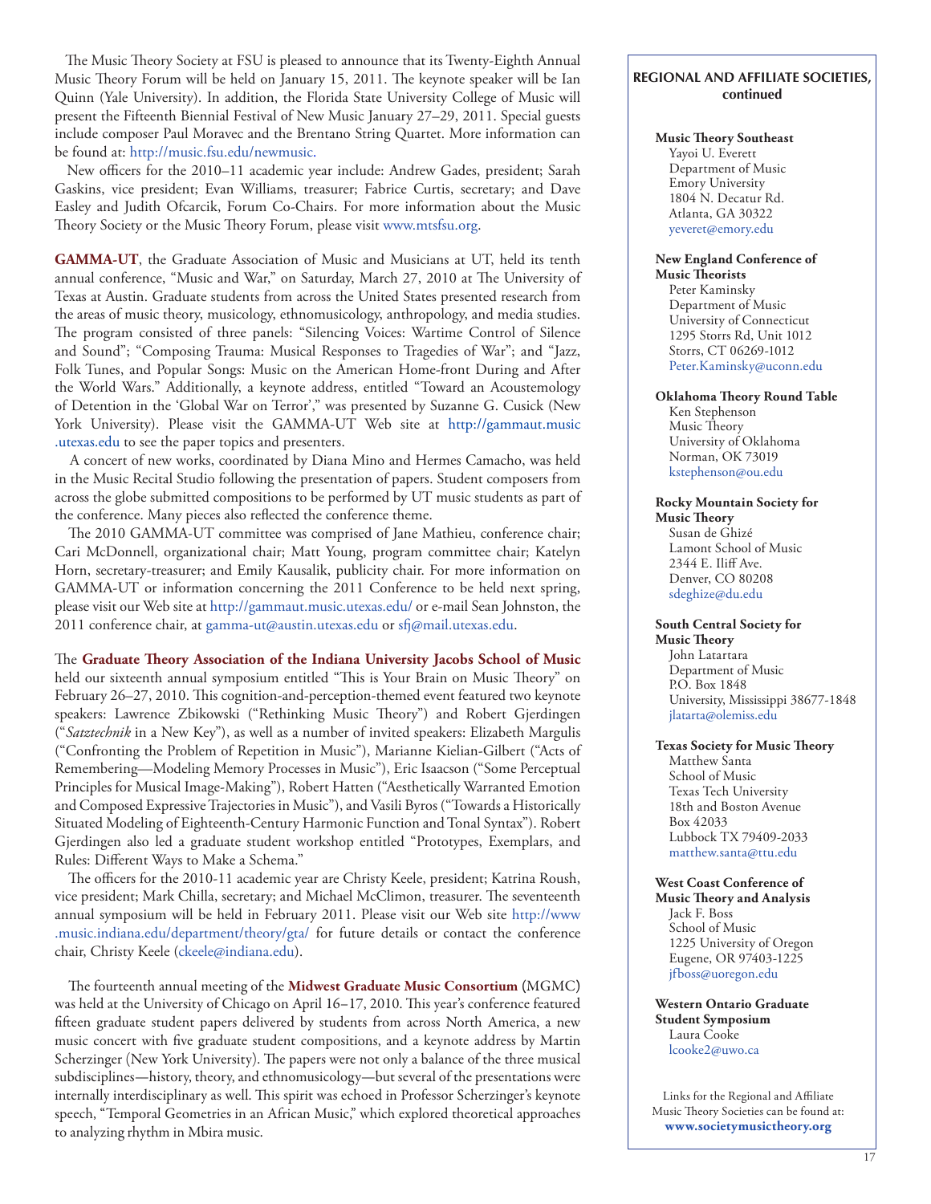The Music Theory Society at FSU is pleased to announce that its Twenty-Eighth Annual Music Theory Forum will be held on January 15, 2011. The keynote speaker will be Ian Quinn (Yale University). In addition, the Florida State University College of Music will present the Fifteenth Biennial Festival of New Music January 27–29, 2011. Special guests include composer Paul Moravec and the Brentano String Quartet. More information can be found at: http://music.fsu.edu/newmusic.

New officers for the 2010–11 academic year include: Andrew Gades, president; Sarah Gaskins, vice president; Evan Williams, treasurer; Fabrice Curtis, secretary; and Dave Easley and Judith Ofcarcik, Forum Co-Chairs. For more information about the Music Theory Society or the Music Theory Forum, please visit www.mtsfsu.org.

**GAMMA-UT**, the Graduate Association of Music and Musicians at UT, held its tenth annual conference, "Music and War," on Saturday, March 27, 2010 at The University of Texas at Austin. Graduate students from across the United States presented research from the areas of music theory, musicology, ethnomusicology, anthropology, and media studies. The program consisted of three panels: "Silencing Voices: Wartime Control of Silence and Sound"; "Composing Trauma: Musical Responses to Tragedies of War"; and "Jazz, Folk Tunes, and Popular Songs: Music on the American Home-front During and After the World Wars." Additionally, a keynote address, entitled "Toward an Acoustemology of Detention in the 'Global War on Terror'," was presented by Suzanne G. Cusick (New York University). Please visit the GAMMA-UT Web site at http://gammaut.music.utexas.edu to see the paper topics and presenters.

A concert of new works, coordinated by Diana Mino and Hermes Camacho, was held in the Music Recital Studio following the presentation of papers. Student composers from across the globe submitted compositions to be performed by UT music students as part of the conference. Many pieces also reflected the conference theme.

The 2010 GAMMA-UT committee was comprised of Jane Mathieu, conference chair; Cari McDonnell, organizational chair; Matt Young, program committee chair; Katelyn Horn, secretary-treasurer; and Emily Kausalik, publicity chair. For more information on GAMMA-UT or information concerning the 2011 Conference to be held next spring, please visit our Web site at http://gammaut.music.utexas.edu/ or e-mail Sean Johnston, the 2011 conference chair, at gamma-ut@austin.utexas.edu or sfj@mail.utexas.edu.

The **Graduate Theory Association of the Indiana University Jacobs School of Music** held our sixteenth annual symposium entitled "This is Your Brain on Music Theory" on February 26–27, 2010. This cognition-and-perception-themed event featured two keynote speakers: Lawrence Zbikowski ("Rethinking Music Theory") and Robert Gjerdingen ("*Satztechnik* in a New Key"), as well as a number of invited speakers: Elizabeth Margulis ("Confronting the Problem of Repetition in Music"), Marianne Kielian-Gilbert ("Acts of Remembering—Modeling Memory Processes in Music"), Eric Isaacson ("Some Perceptual Principles for Musical Image-Making"), Robert Hatten ("Aesthetically Warranted Emotion and Composed Expressive Trajectories in Music"), and Vasili Byros ("Towards a Historically Situated Modeling of Eighteenth-Century Harmonic Function and Tonal Syntax"). Robert Gjerdingen also led a graduate student workshop entitled "Prototypes, Exemplars, and Rules: Different Ways to Make a Schema."

The officers for the 2010-11 academic year are Christy Keele, president; Katrina Roush, vice president; Mark Chilla, secretary; and Michael McClimon, treasurer. The seventeenth annual symposium will be held in February 2011. Please visit our Web site http://www.music.indiana.edu/department/theory/gta/ for future details or contact the conference chair, Christy Keele (ckeele@indiana.edu).

The fourteenth annual meeting of the **Midwest Graduate Music Consortium** (MGMC) was held at the University of Chicago on April 16–17, 2010. This year's conference featured fifteen graduate student papers delivered by students from across North America, a new music concert with five graduate student compositions, and a keynote address by Martin Scherzinger (New York University). The papers were not only a balance of the three musical subdisciplines—history, theory, and ethnomusicology—but several of the presentations were internally interdisciplinary as well. This spirit was echoed in Professor Scherzinger's keynote speech, "Temporal Geometries in an African Music," which explored theoretical approaches to analyzing rhythm in Mbira music.

## REGIONAL AND AFFILIATE SOCIETIES, continued

**Music Theory Southeast**
Yayoi U. Everett
Department of Music
Emory University
1804 N. Decatur Rd.
Atlanta, GA 30322
yeveret@emory.edu

**New England Conference of Music Theorists**
Peter Kaminsky
Department of Music
University of Connecticut
1295 Storrs Rd, Unit 1012
Storrs, CT 06269-1012
Peter.Kaminsky@uconn.edu

**Oklahoma Theory Round Table**
Ken Stephenson
Music Theory
University of Oklahoma
Norman, OK 73019
kstephenson@ou.edu

**Rocky Mountain Society for Music Theory**
Susan de Ghizé
Lamont School of Music
2344 E. Iliff Ave.
Denver, CO 80208
sdeghize@du.edu

**South Central Society for Music Theory**
John Latartara
Department of Music
P.O. Box 1848
University, Mississippi 38677-1848
jlatarta@olemiss.edu

**Texas Society for Music Theory**
Matthew Santa
School of Music
Texas Tech University
18th and Boston Avenue
Box 42033
Lubbock TX 79409-2033
matthew.santa@ttu.edu

**West Coast Conference of Music Theory and Analysis**
Jack F. Boss
School of Music
1225 University of Oregon
Eugene, OR 97403-1225
jfboss@uoregon.edu

**Western Ontario Graduate Student Symposium**
Laura Cooke
lcooke2@uwo.ca

Links for the Regional and Affiliate Music Theory Societies can be found at:
**www.societymusictheory.org**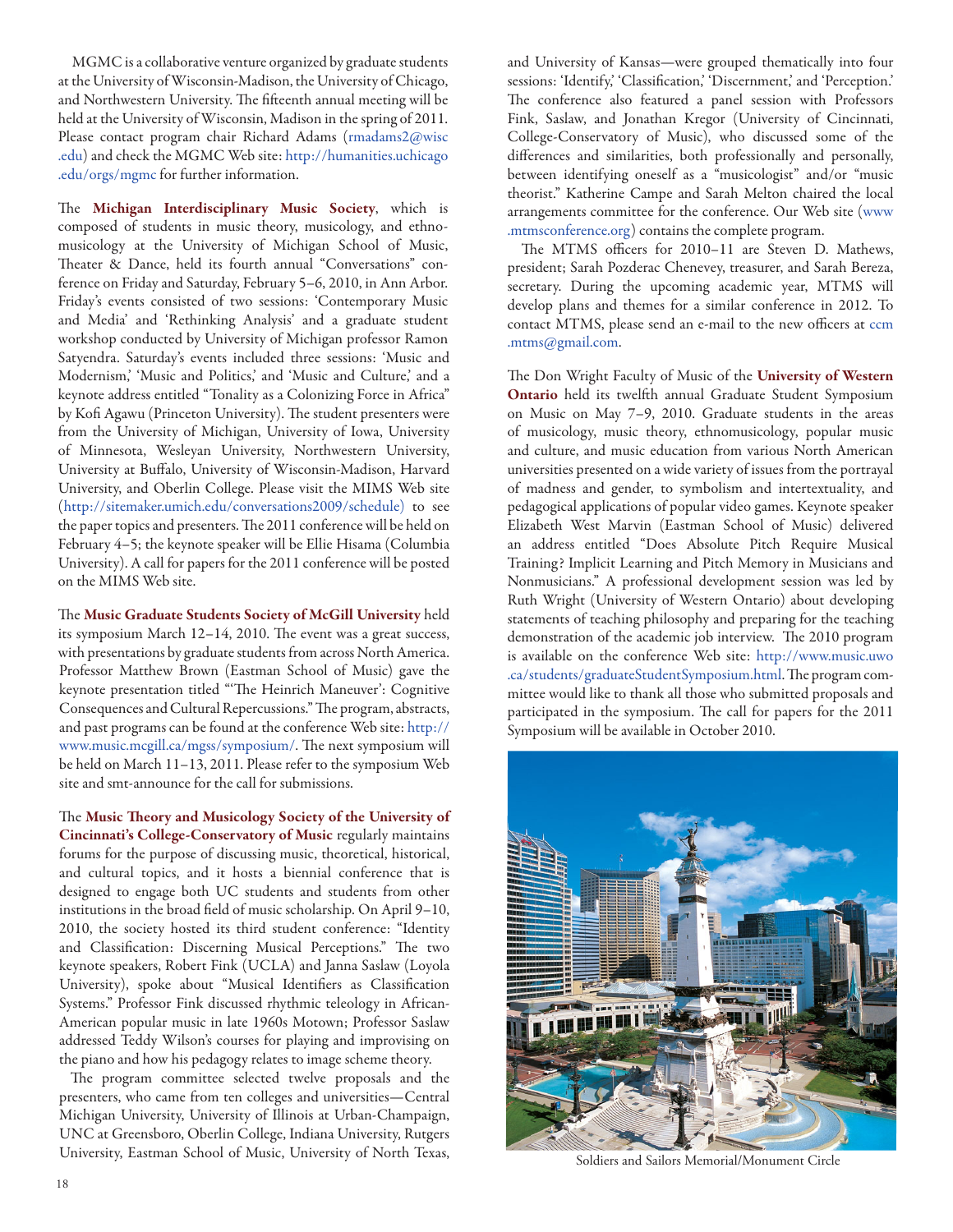MGMC is a collaborative venture organized by graduate students at the University of Wisconsin-Madison, the University of Chicago, and Northwestern University. The fifteenth annual meeting will be held at the University of Wisconsin, Madison in the spring of 2011. Please contact program chair Richard Adams (rmadams2@wisc.edu) and check the MGMC Web site: http://humanities.uchicago.edu/orgs/mgmc for further information.

The **Michigan Interdisciplinary Music Society**, which is composed of students in music theory, musicology, and ethnomusicology at the University of Michigan School of Music, Theater & Dance, held its fourth annual "Conversations" conference on Friday and Saturday, February 5–6, 2010, in Ann Arbor. Friday's events consisted of two sessions: 'Contemporary Music and Media' and 'Rethinking Analysis' and a graduate student workshop conducted by University of Michigan professor Ramon Satyendra. Saturday's events included three sessions: 'Music and Modernism,' 'Music and Politics,' and 'Music and Culture,' and a keynote address entitled "Tonality as a Colonizing Force in Africa" by Kofi Agawu (Princeton University). The student presenters were from the University of Michigan, University of Iowa, University of Minnesota, Wesleyan University, Northwestern University, University at Buffalo, University of Wisconsin-Madison, Harvard University, and Oberlin College. Please visit the MIMS Web site (http://sitemaker.umich.edu/conversations2009/schedule) to see the paper topics and presenters. The 2011 conference will be held on February 4–5; the keynote speaker will be Ellie Hisama (Columbia University). A call for papers for the 2011 conference will be posted on the MIMS Web site.

The **Music Graduate Students Society of McGill University** held its symposium March 12–14, 2010. The event was a great success, with presentations by graduate students from across North America. Professor Matthew Brown (Eastman School of Music) gave the keynote presentation titled "'The Heinrich Maneuver': Cognitive Consequences and Cultural Repercussions." The program, abstracts, and past programs can be found at the conference Web site: http://www.music.mcgill.ca/mgss/symposium/. The next symposium will be held on March 11–13, 2011. Please refer to the symposium Web site and smt-announce for the call for submissions.

The **Music Theory and Musicology Society of the University of Cincinnati's College-Conservatory of Music** regularly maintains forums for the purpose of discussing music, theoretical, historical, and cultural topics, and it hosts a biennial conference that is designed to engage both UC students and students from other institutions in the broad field of music scholarship. On April 9–10, 2010, the society hosted its third student conference: "Identity and Classification: Discerning Musical Perceptions." The two keynote speakers, Robert Fink (UCLA) and Janna Saslaw (Loyola University), spoke about "Musical Identifiers as Classification Systems." Professor Fink discussed rhythmic teleology in African-American popular music in late 1960s Motown; Professor Saslaw addressed Teddy Wilson's courses for playing and improvising on the piano and how his pedagogy relates to image scheme theory.

The program committee selected twelve proposals and the presenters, who came from ten colleges and universities—Central Michigan University, University of Illinois at Urban-Champaign, UNC at Greensboro, Oberlin College, Indiana University, Rutgers University, Eastman School of Music, University of North Texas, and University of Kansas—were grouped thematically into four sessions: 'Identify,' 'Classification,' 'Discernment,' and 'Perception.' The conference also featured a panel session with Professors Fink, Saslaw, and Jonathan Kregor (University of Cincinnati, College-Conservatory of Music), who discussed some of the differences and similarities, both professionally and personally, between identifying oneself as a "musicologist" and/or "music theorist." Katherine Campe and Sarah Melton chaired the local arrangements committee for the conference. Our Web site (www.mtmsconference.org) contains the complete program.

The MTMS officers for 2010–11 are Steven D. Mathews, president; Sarah Pozderac Chenevey, treasurer, and Sarah Bereza, secretary. During the upcoming academic year, MTMS will develop plans and themes for a similar conference in 2012. To contact MTMS, please send an e-mail to the new officers at ccm.mtms@gmail.com.

The Don Wright Faculty of Music of the **University of Western Ontario** held its twelfth annual Graduate Student Symposium on Music on May 7–9, 2010. Graduate students in the areas of musicology, music theory, ethnomusicology, popular music and culture, and music education from various North American universities presented on a wide variety of issues from the portrayal of madness and gender, to symbolism and intertextuality, and pedagogical applications of popular video games. Keynote speaker Elizabeth West Marvin (Eastman School of Music) delivered an address entitled "Does Absolute Pitch Require Musical Training? Implicit Learning and Pitch Memory in Musicians and Nonmusicians." A professional development session was led by Ruth Wright (University of Western Ontario) about developing statements of teaching philosophy and preparing for the teaching demonstration of the academic job interview. The 2010 program is available on the conference Web site: http://www.music.uwo.ca/students/graduateStudentSymposium.html. The program committee would like to thank all those who submitted proposals and participated in the symposium. The call for papers for the 2011 Symposium will be available in October 2010.

Soldiers and Sailors Memorial/Monument Circle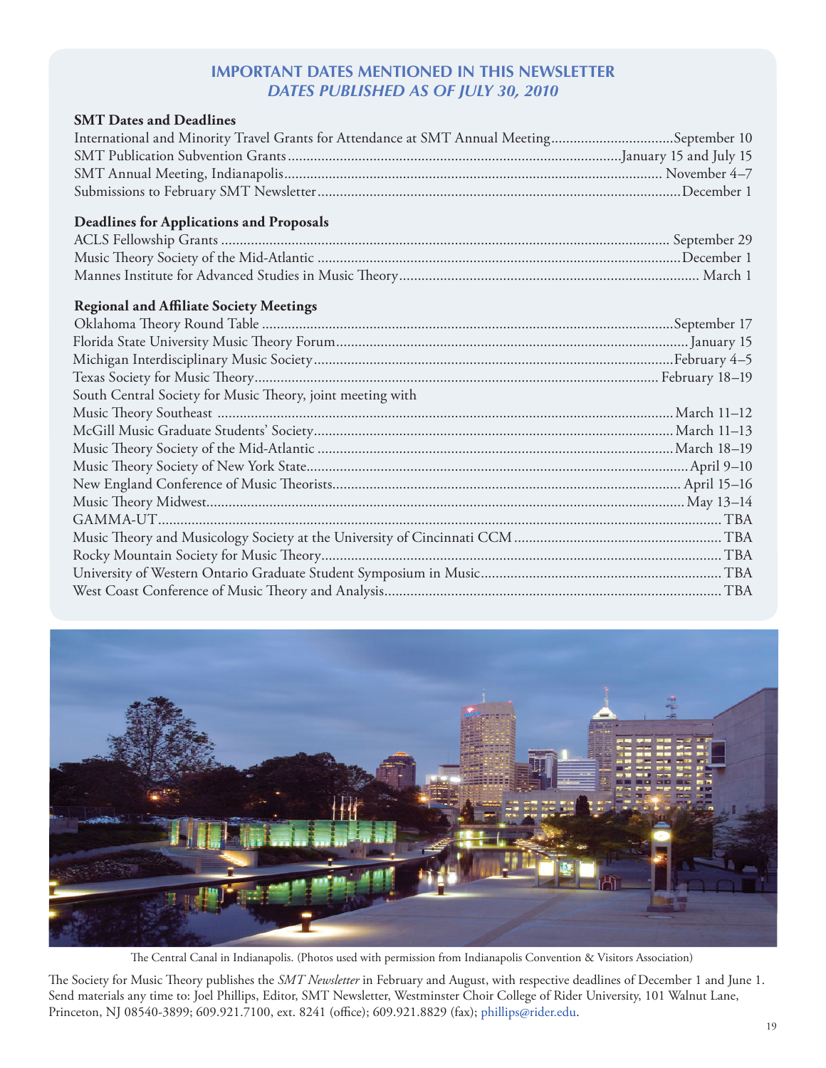## IMPORTANT DATES MENTIONED IN THIS NEWSLETTER

### *DATES PUBLISHED AS OF JULY 30, 2010*

**SMT Dates and Deadlines**

| | |
|---|---|
| International and Minority Travel Grants for Attendance at SMT Annual Meeting | September 10 |
| SMT Publication Subvention Grants | January 15 and July 15 |
| SMT Annual Meeting, Indianapolis | November 4–7 |
| Submissions to February SMT Newsletter | December 1 |

**Deadlines for Applications and Proposals**

| | |
|---|---|
| ACLS Fellowship Grants | September 29 |
| Music Theory Society of the Mid-Atlantic | December 1 |
| Mannes Institute for Advanced Studies in Music Theory | March 1 |

**Regional and Affiliate Society Meetings**

| | |
|---|---|
| Oklahoma Theory Round Table | September 17 |
| Florida State University Music Theory Forum | January 15 |
| Michigan Interdisciplinary Music Society | February 4–5 |
| Texas Society for Music Theory | February 18–19 |
| South Central Society for Music Theory, joint meeting with Music Theory Southeast | March 11–12 |
| McGill Music Graduate Students' Society | March 11–13 |
| Music Theory Society of the Mid-Atlantic | March 18–19 |
| Music Theory Society of New York State | April 9–10 |
| New England Conference of Music Theorists | April 15–16 |
| Music Theory Midwest | May 13–14 |
| GAMMA-UT | TBA |
| Music Theory and Musicology Society at the University of Cincinnati CCM | TBA |
| Rocky Mountain Society for Music Theory | TBA |
| University of Western Ontario Graduate Student Symposium in Music | TBA |
| West Coast Conference of Music Theory and Analysis | TBA |

The Central Canal in Indianapolis. (Photos used with permission from Indianapolis Convention & Visitors Association)

The Society for Music Theory publishes the *SMT Newsletter* in February and August, with respective deadlines of December 1 and June 1. Send materials any time to: Joel Phillips, Editor, SMT Newsletter, Westminster Choir College of Rider University, 101 Walnut Lane, Princeton, NJ 08540-3899; 609.921.7100, ext. 8241 (office); 609.921.8829 (fax); phillips@rider.edu.